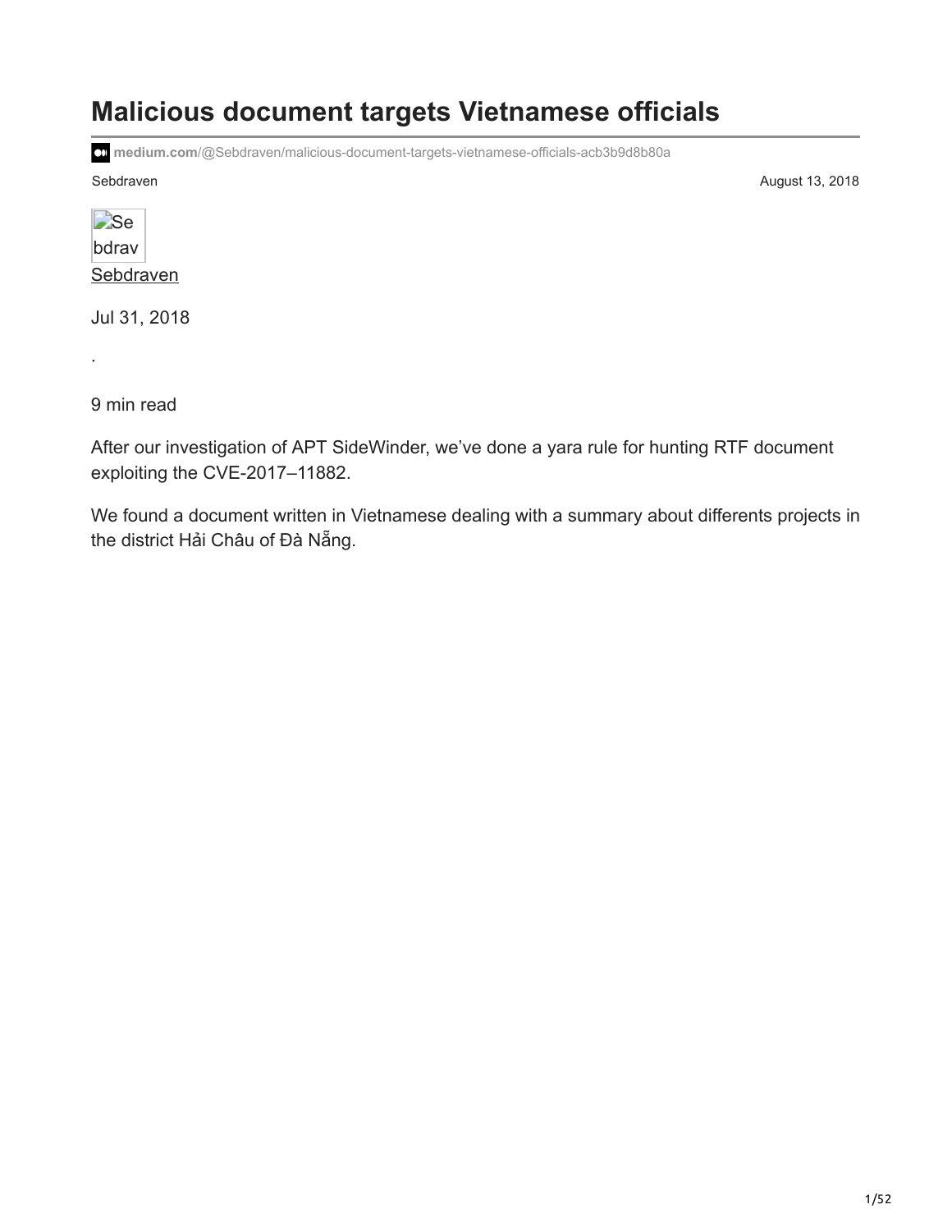# Malicious document targets Vietnamese officials

medium.com/@Sebdraven/malicious-document-targets-vietnamese-officials-acb3b9d8b80a

Sebdraven August 13, 2018

Sebdraven

Jul 31, 2018

·

9 min read

After our investigation of APT SideWinder, we've done a yara rule for hunting RTF document exploiting the CVE-2017–11882.

We found a document written in Vietnamese dealing with a summary about differents projects in the district Hải Châu of Đà Nẵng.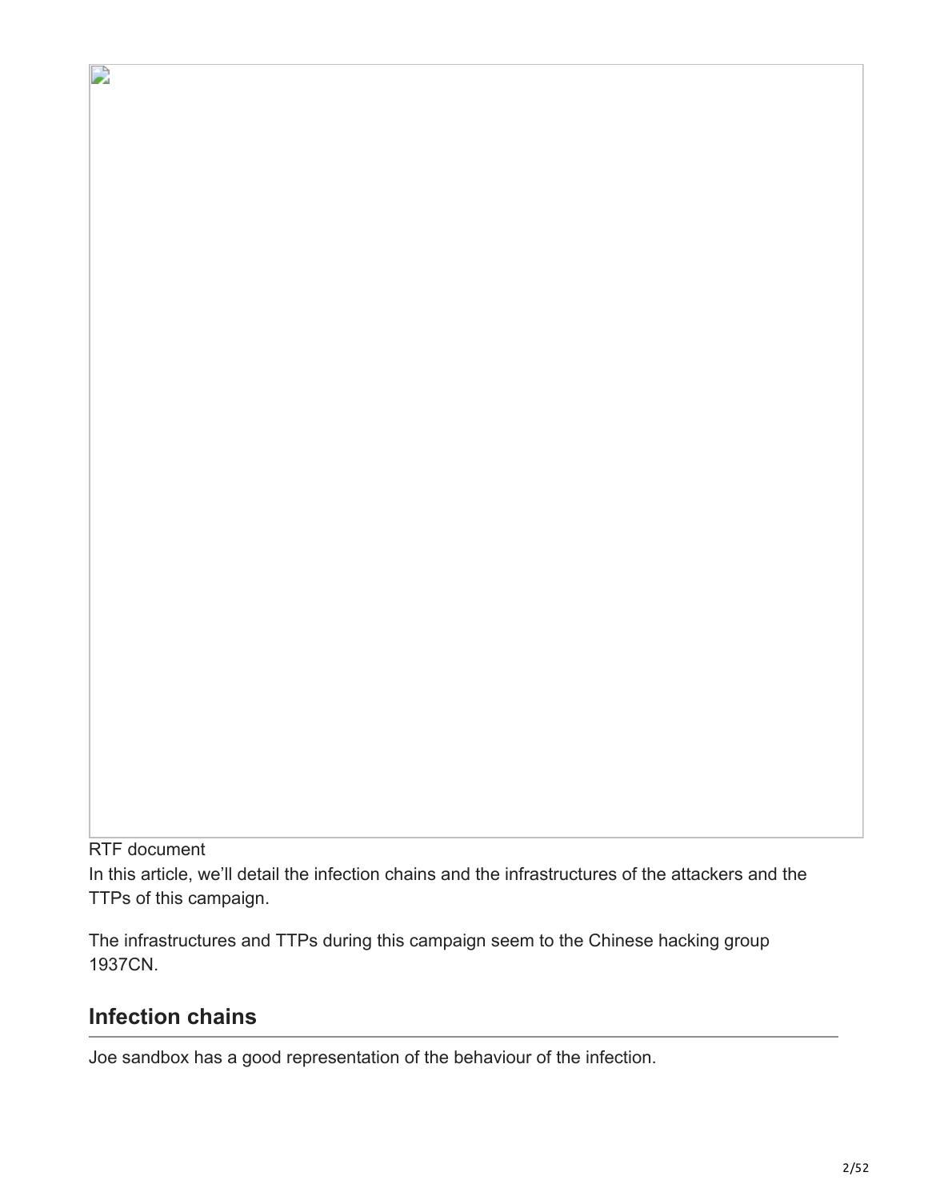RTF document

In this article, we'll detail the infection chains and the infrastructures of the attackers and the TTPs of this campaign.

The infrastructures and TTPs during this campaign seem to the Chinese hacking group 1937CN.

## Infection chains

Joe sandbox has a good representation of the behaviour of the infection.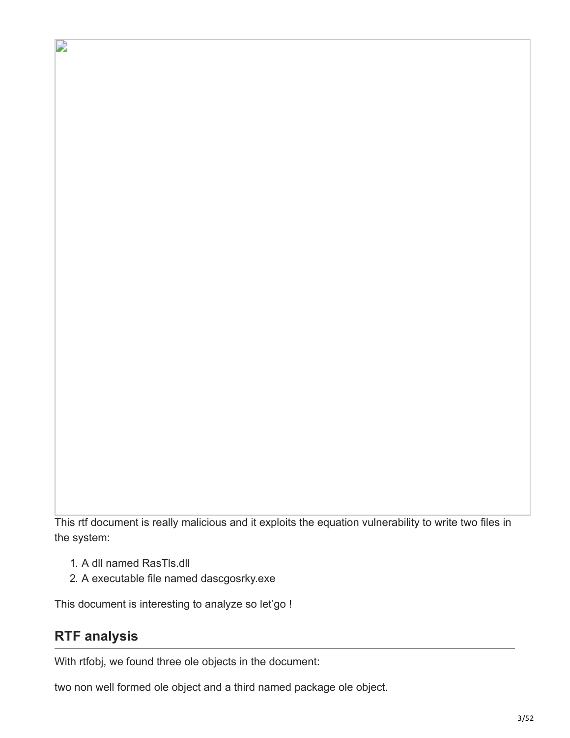This rtf document is really malicious and it exploits the equation vulnerability to write two files in the system:

1. A dll named RasTls.dll
2. A executable file named dascgosrky.exe

This document is interesting to analyze so let'go !

## RTF analysis

With rtfobj, we found three ole objects in the document:

two non well formed ole object and a third named package ole object.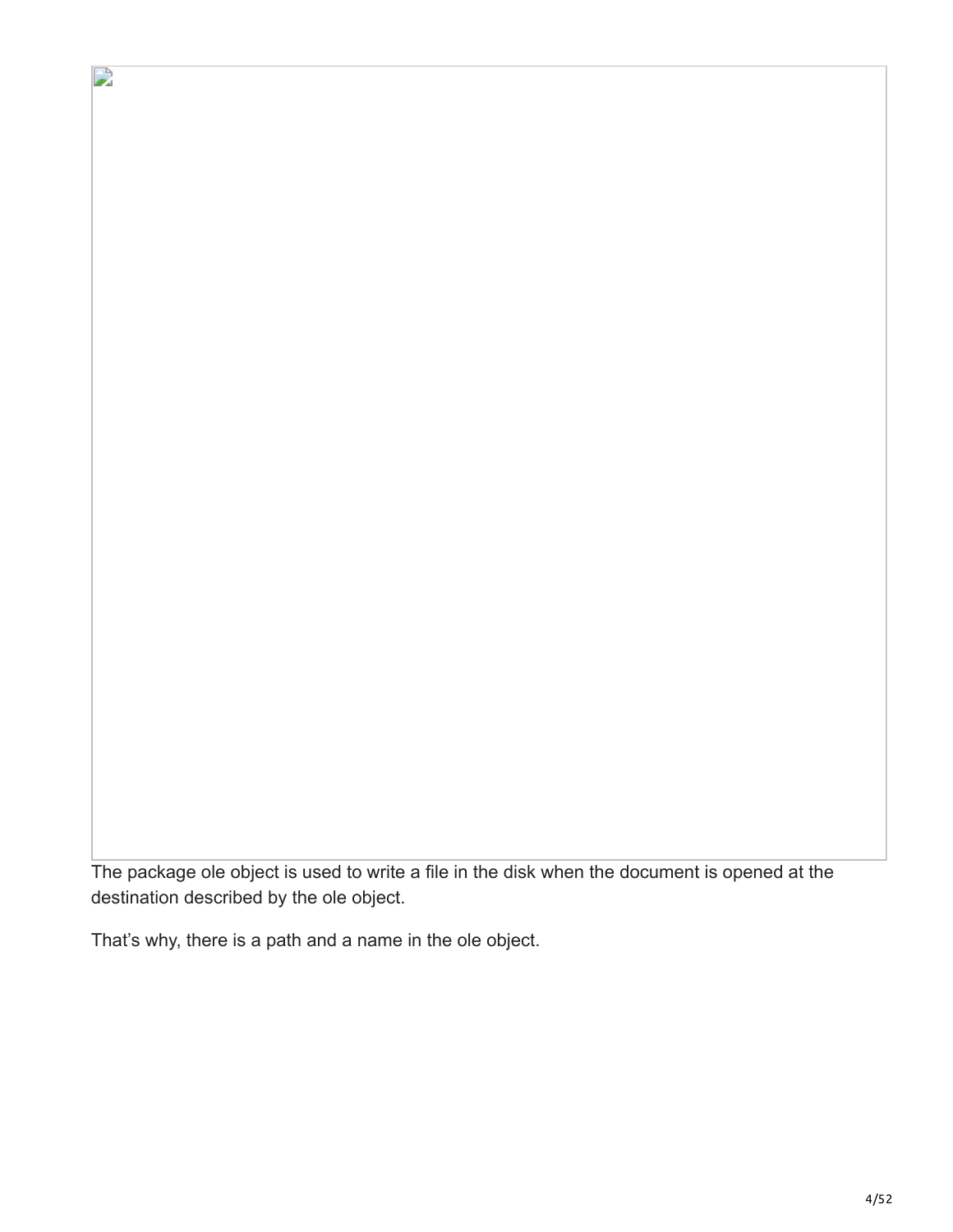The package ole object is used to write a file in the disk when the document is opened at the destination described by the ole object.

That’s why, there is a path and a name in the ole object.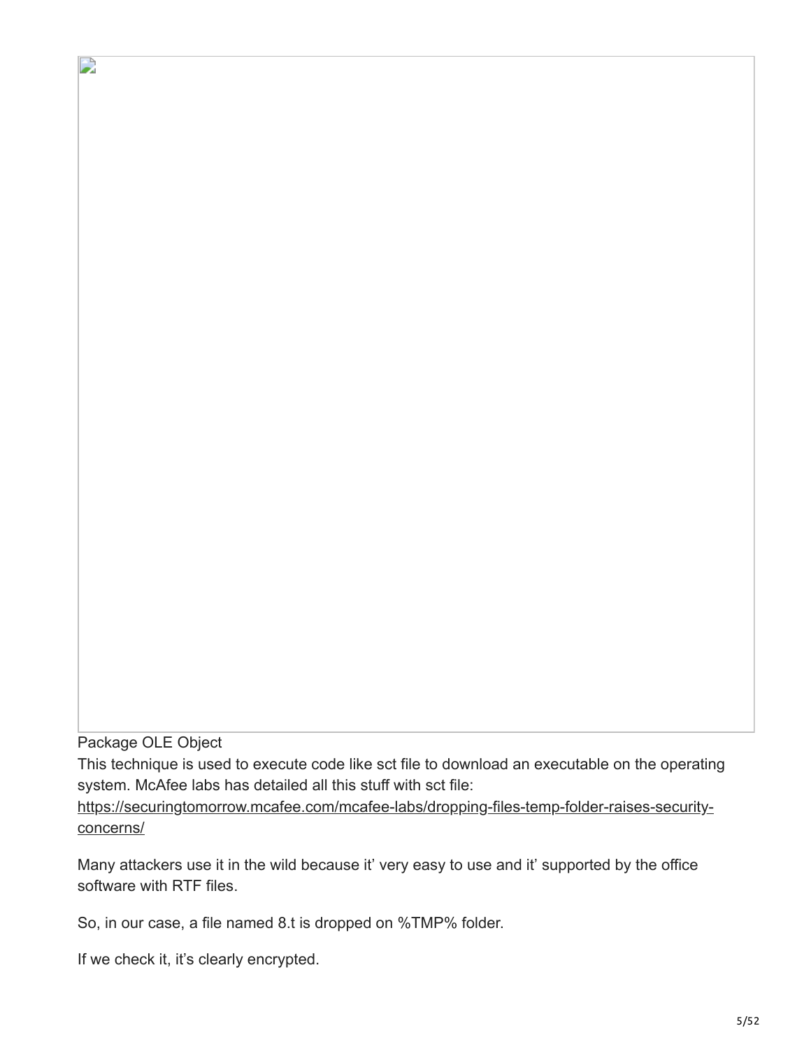Package OLE Object

This technique is used to execute code like sct file to download an executable on the operating system. McAfee labs has detailed all this stuff with sct file: https://securingtomorrow.mcafee.com/mcafee-labs/dropping-files-temp-folder-raises-security-concerns/

Many attackers use it in the wild because it' very easy to use and it' supported by the office software with RTF files.

So, in our case, a file named 8.t is dropped on %TMP% folder.

If we check it, it's clearly encrypted.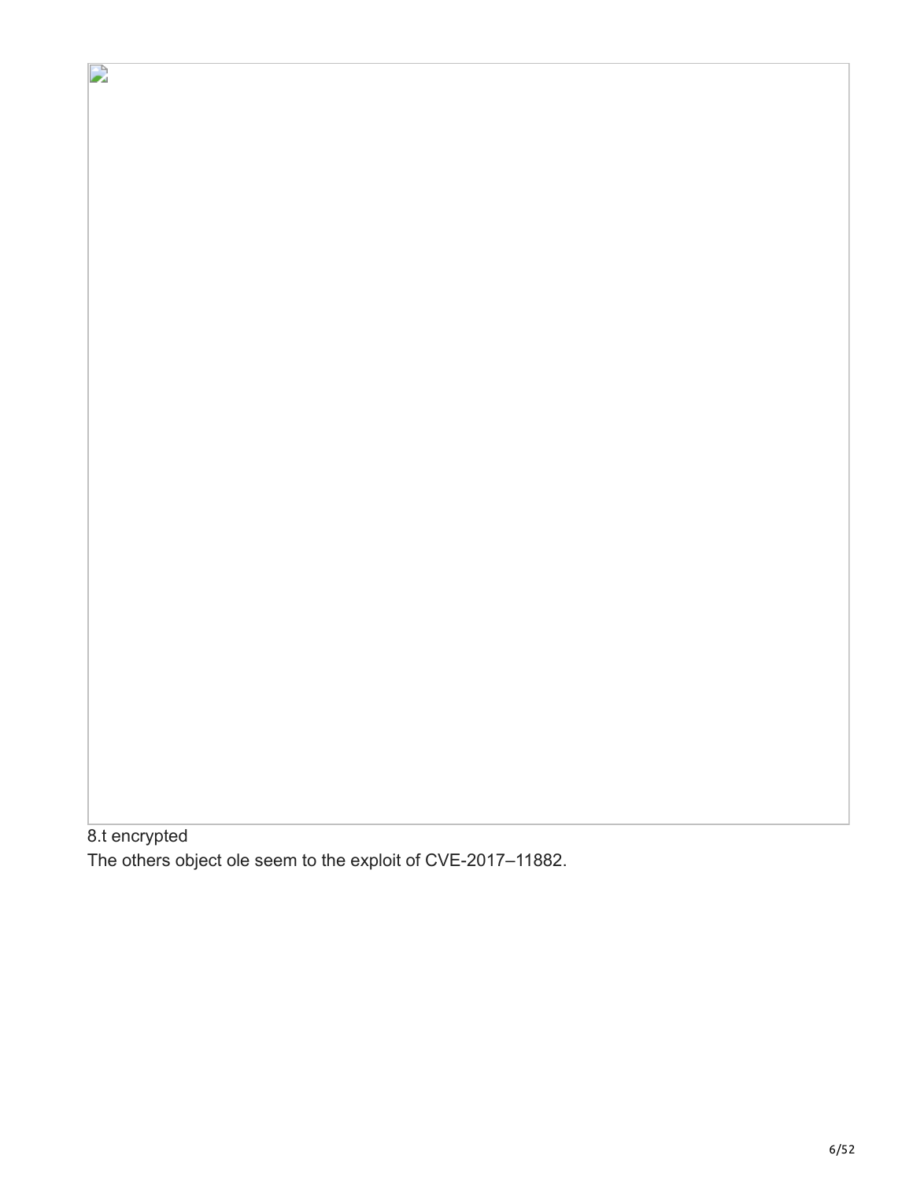8.t encrypted

The others object ole seem to the exploit of CVE-2017–11882.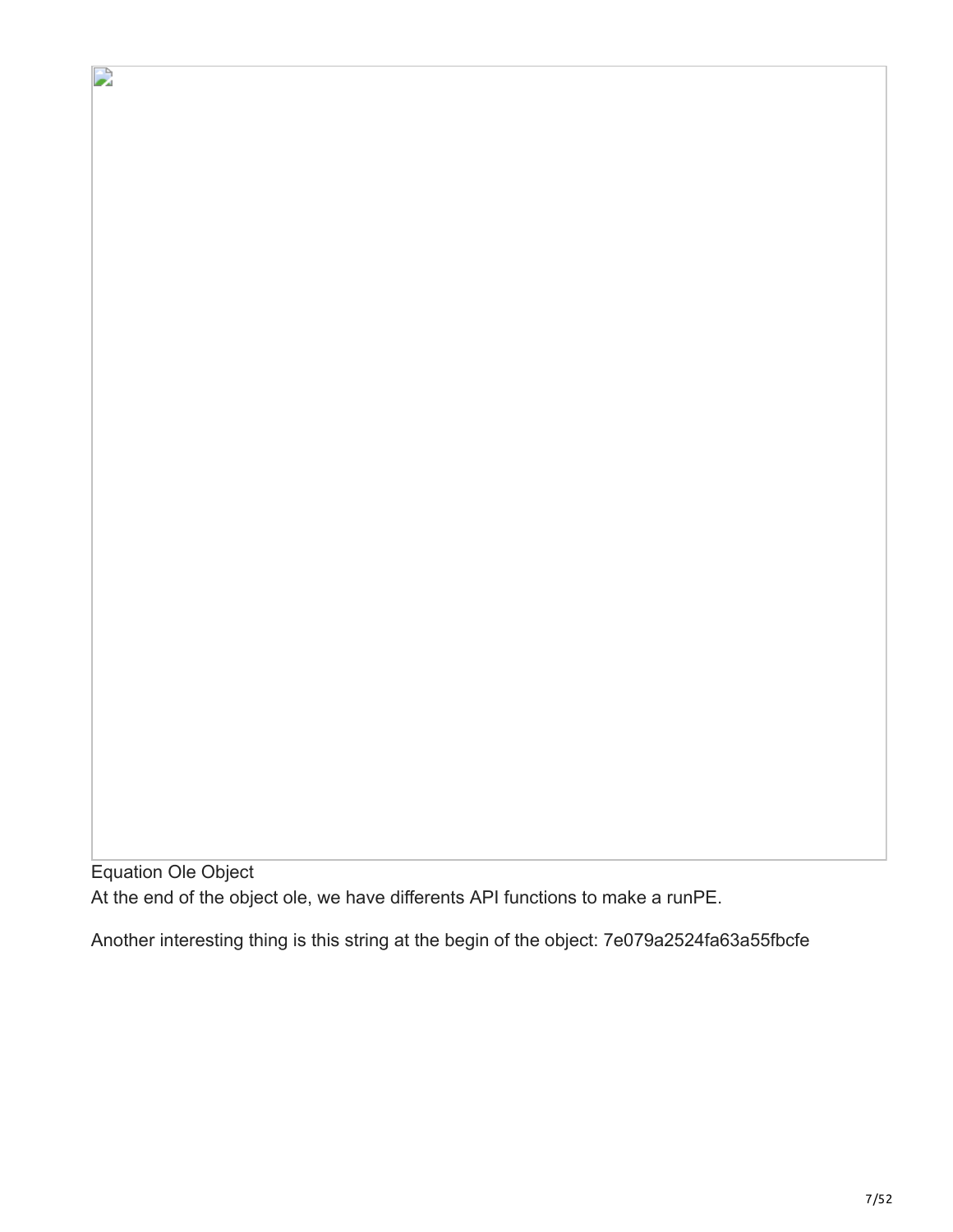Equation Ole Object

At the end of the object ole, we have differents API functions to make a runPE.

Another interesting thing is this string at the begin of the object: 7e079a2524fa63a55fbcfe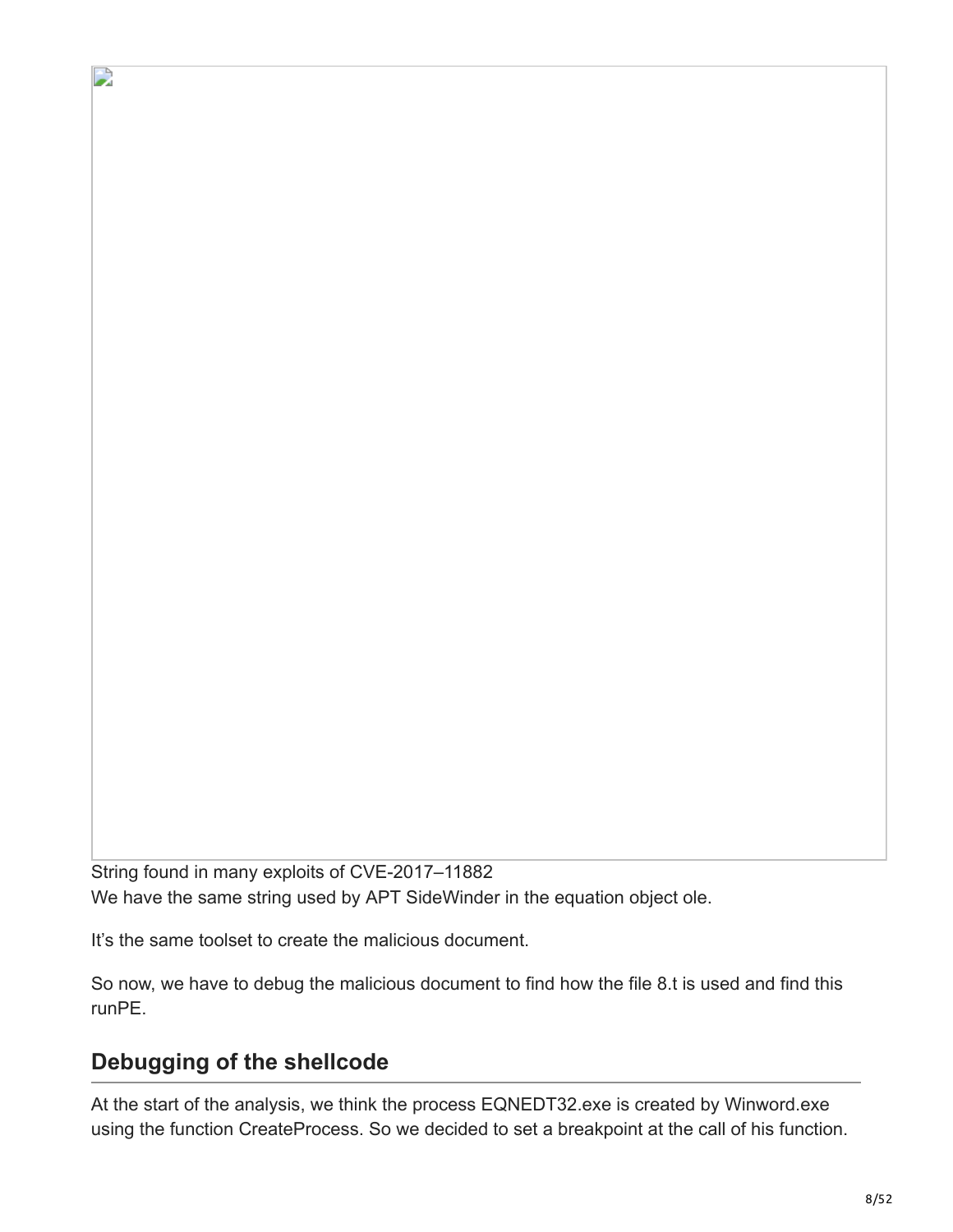String found in many exploits of CVE-2017–11882
We have the same string used by APT SideWinder in the equation object ole.

It’s the same toolset to create the malicious document.

So now, we have to debug the malicious document to find how the file 8.t is used and find this runPE.

## Debugging of the shellcode

At the start of the analysis, we think the process EQNEDT32.exe is created by Winword.exe using the function CreateProcess. So we decided to set a breakpoint at the call of his function.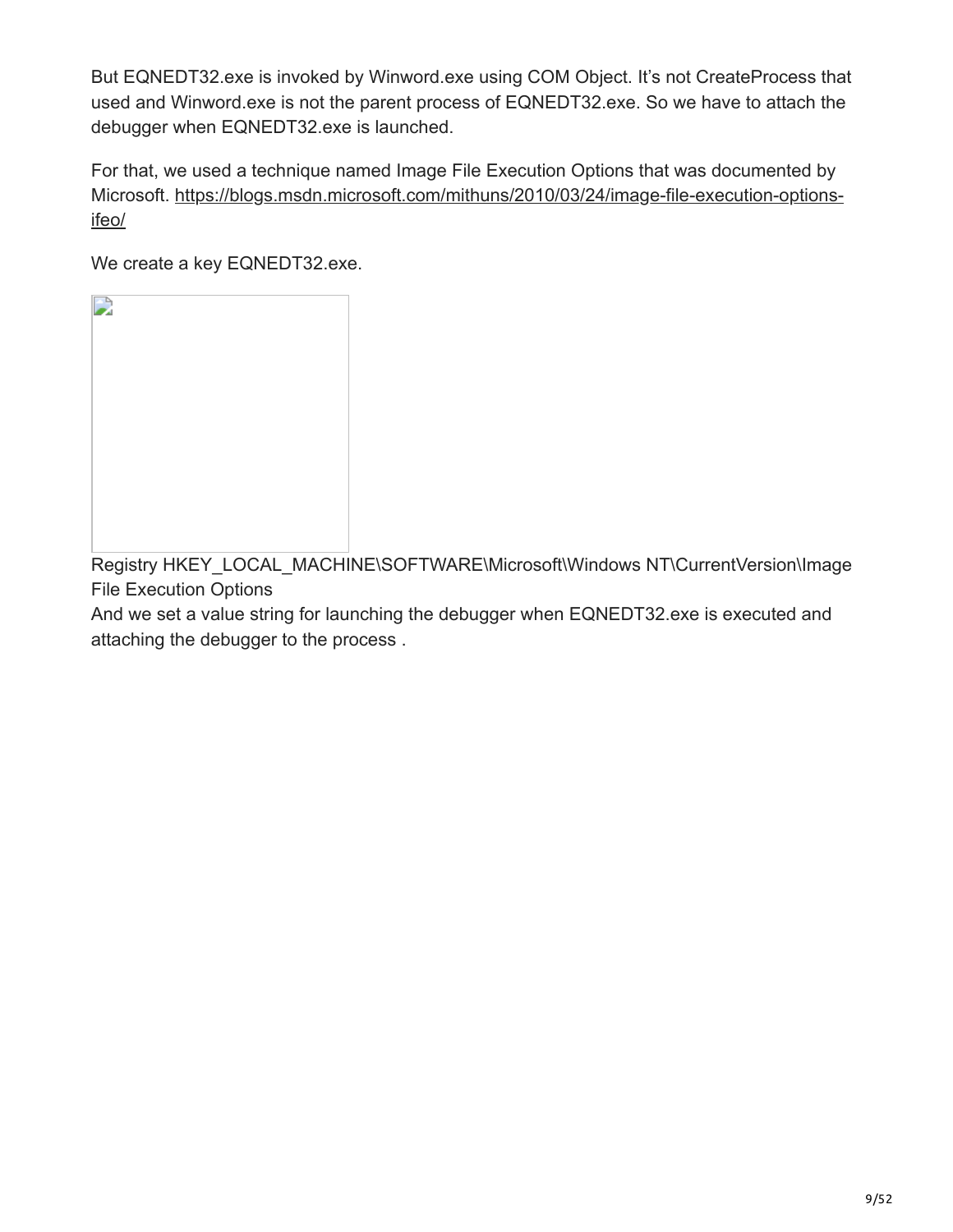But EQNEDT32.exe is invoked by Winword.exe using COM Object. It's not CreateProcess that used and Winword.exe is not the parent process of EQNEDT32.exe. So we have to attach the debugger when EQNEDT32.exe is launched.

For that, we used a technique named Image File Execution Options that was documented by Microsoft. [https://blogs.msdn.microsoft.com/mithuns/2010/03/24/image-file-execution-options-ifeo/](https://blogs.msdn.microsoft.com/mithuns/2010/03/24/image-file-execution-options-ifeo/)

We create a key EQNEDT32.exe.

Registry HKEY_LOCAL_MACHINE\SOFTWARE\Microsoft\Windows NT\CurrentVersion\Image File Execution Options

And we set a value string for launching the debugger when EQNEDT32.exe is executed and attaching the debugger to the process .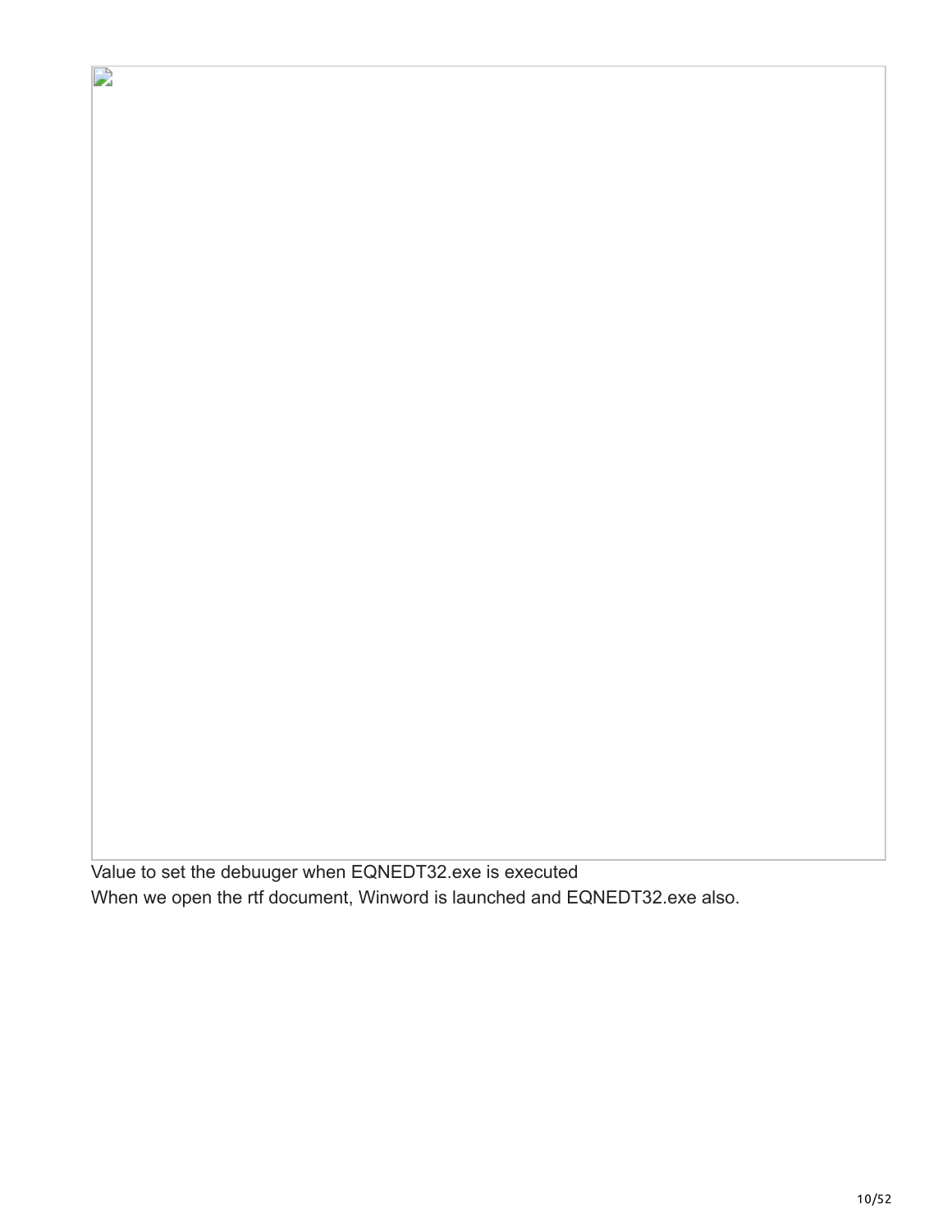Value to set the debuuger when EQNEDT32.exe is executed

When we open the rtf document, Winword is launched and EQNEDT32.exe also.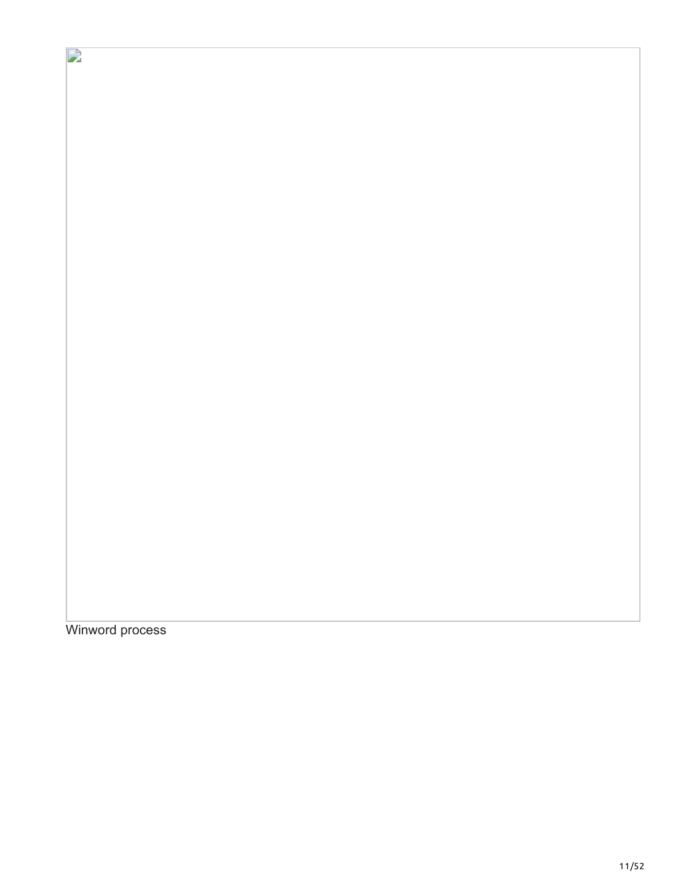Winword process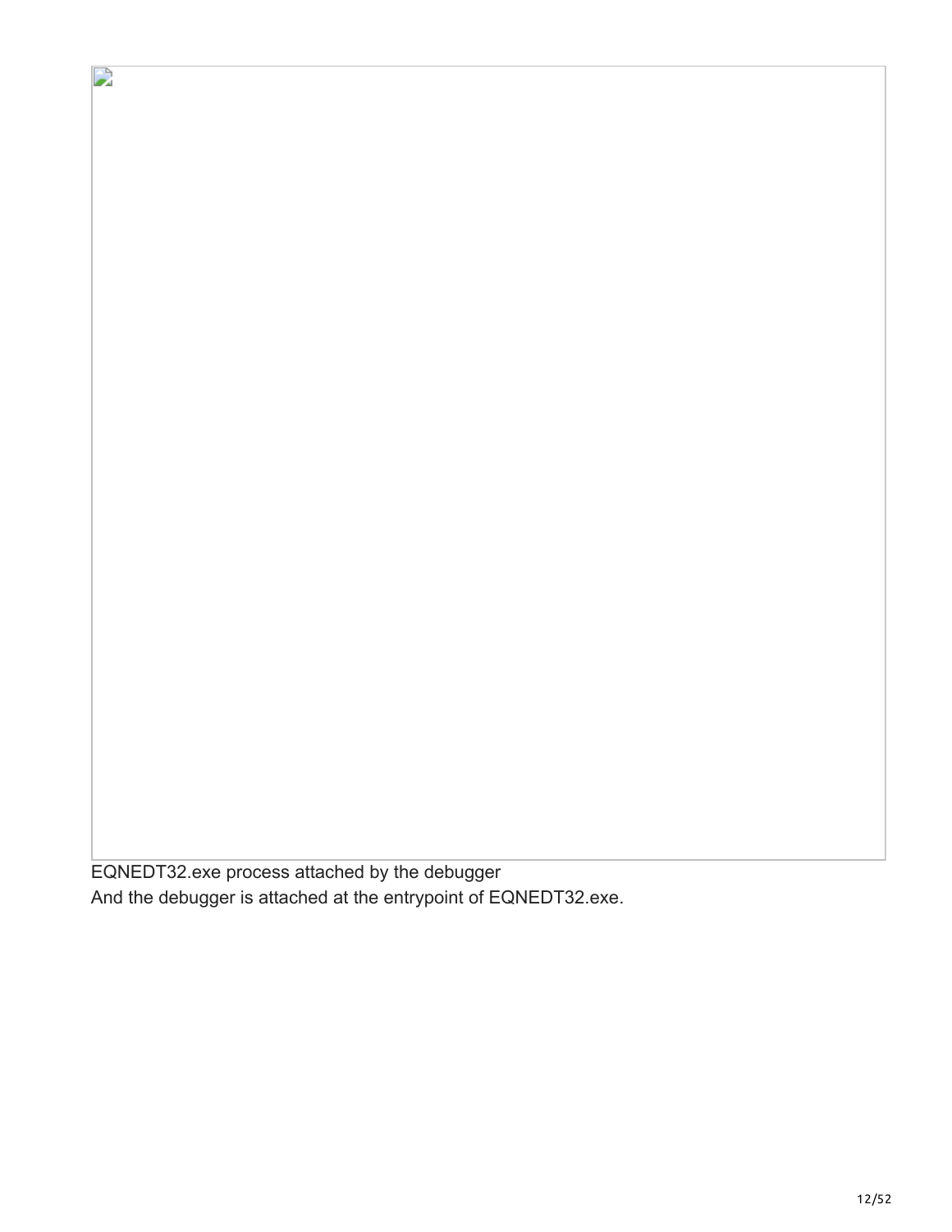EQNEDT32.exe process attached by the debugger

And the debugger is attached at the entrypoint of EQNEDT32.exe.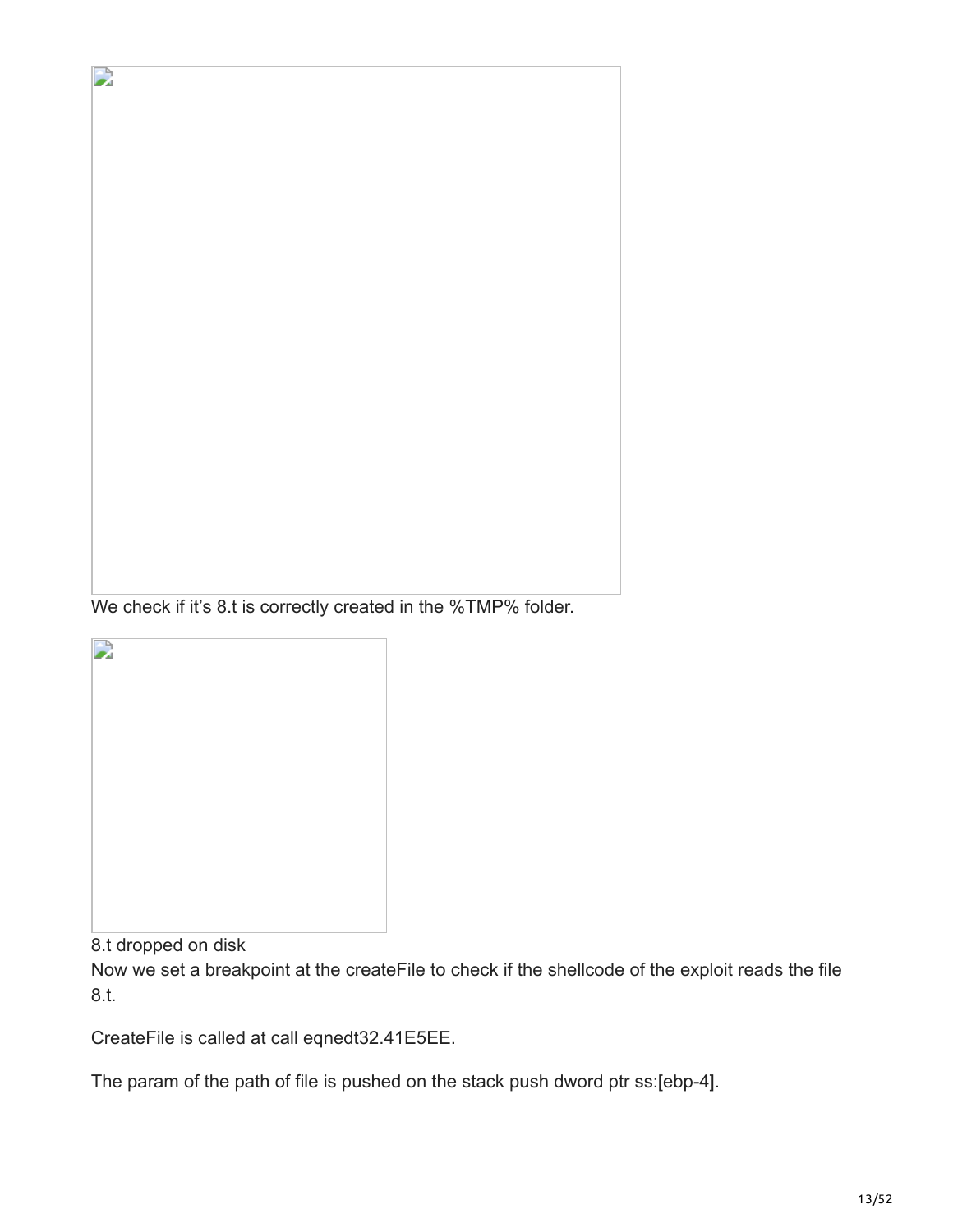We check if it's 8.t is correctly created in the %TMP% folder.

8.t dropped on disk

Now we set a breakpoint at the createFile to check if the shellcode of the exploit reads the file 8.t.

CreateFile is called at call eqnedt32.41E5EE.

The param of the path of file is pushed on the stack push dword ptr ss:[ebp-4].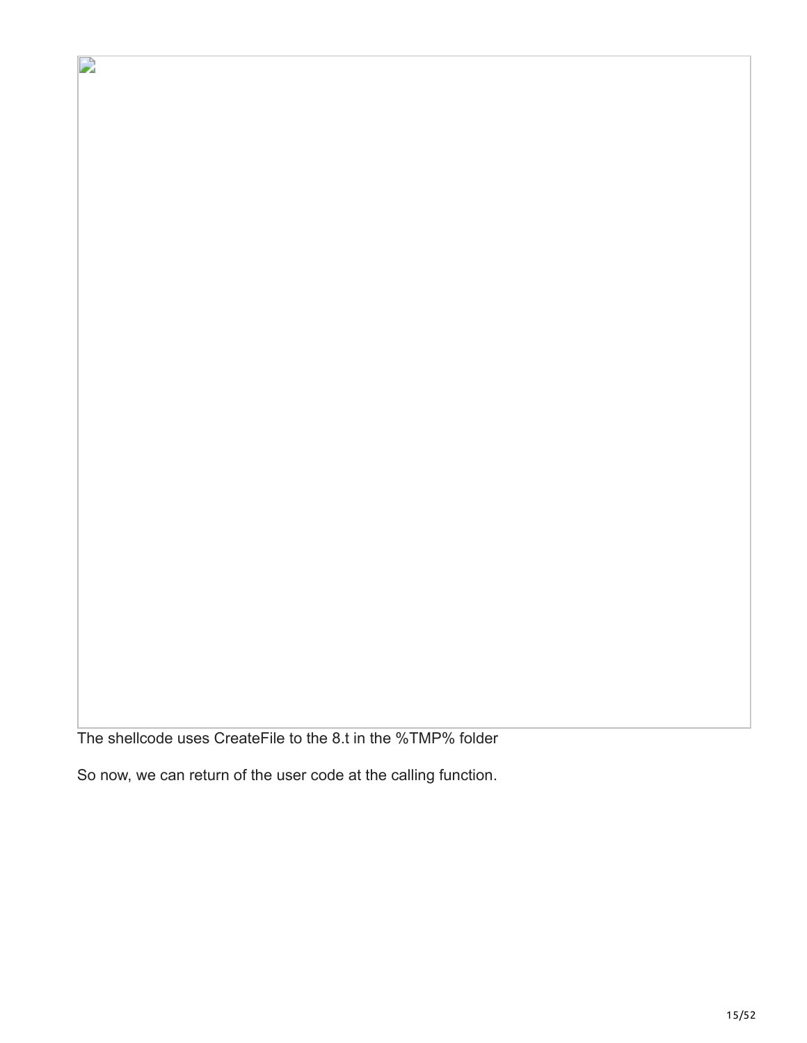The shellcode uses CreateFile to the 8.t in the %TMP% folder

So now, we can return of the user code at the calling function.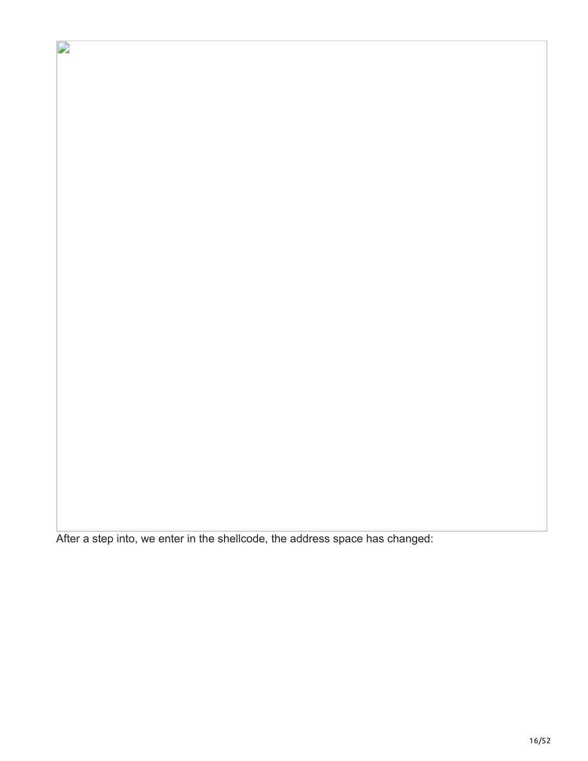After a step into, we enter in the shellcode, the address space has changed: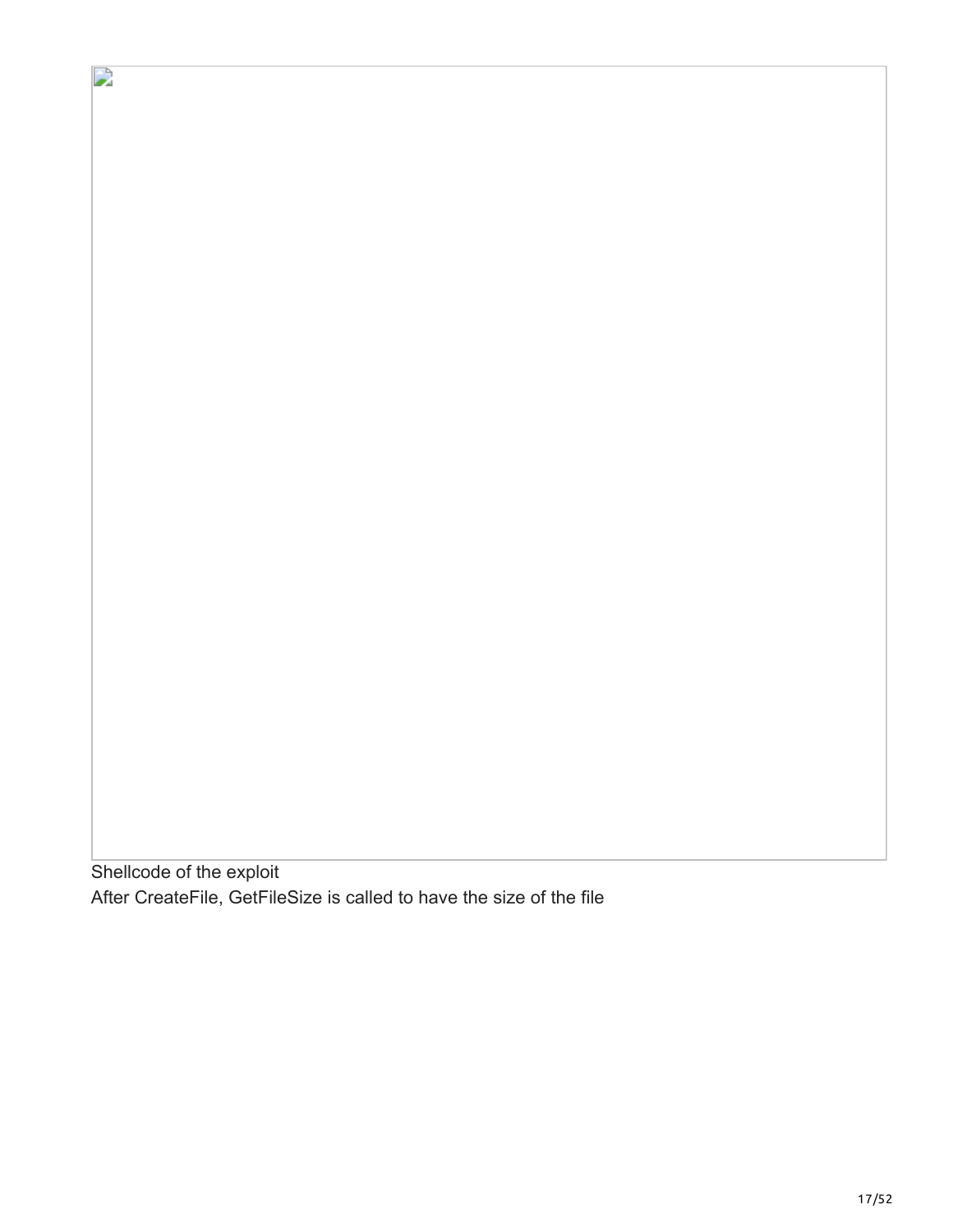Shellcode of the exploit

After CreateFile, GetFileSize is called to have the size of the file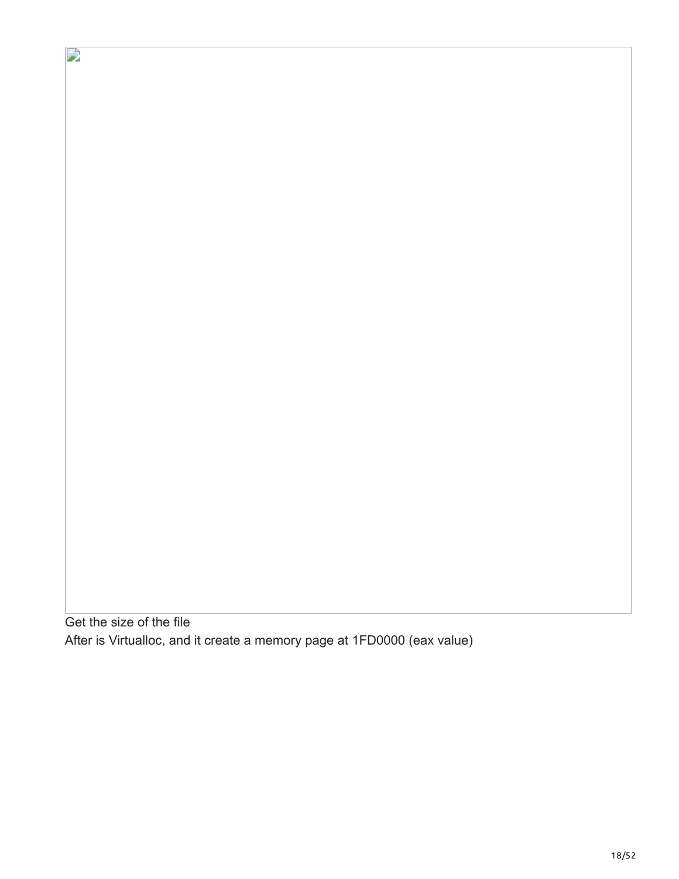Get the size of the file

After is Virtualloc, and it create a memory page at 1FD0000 (eax value)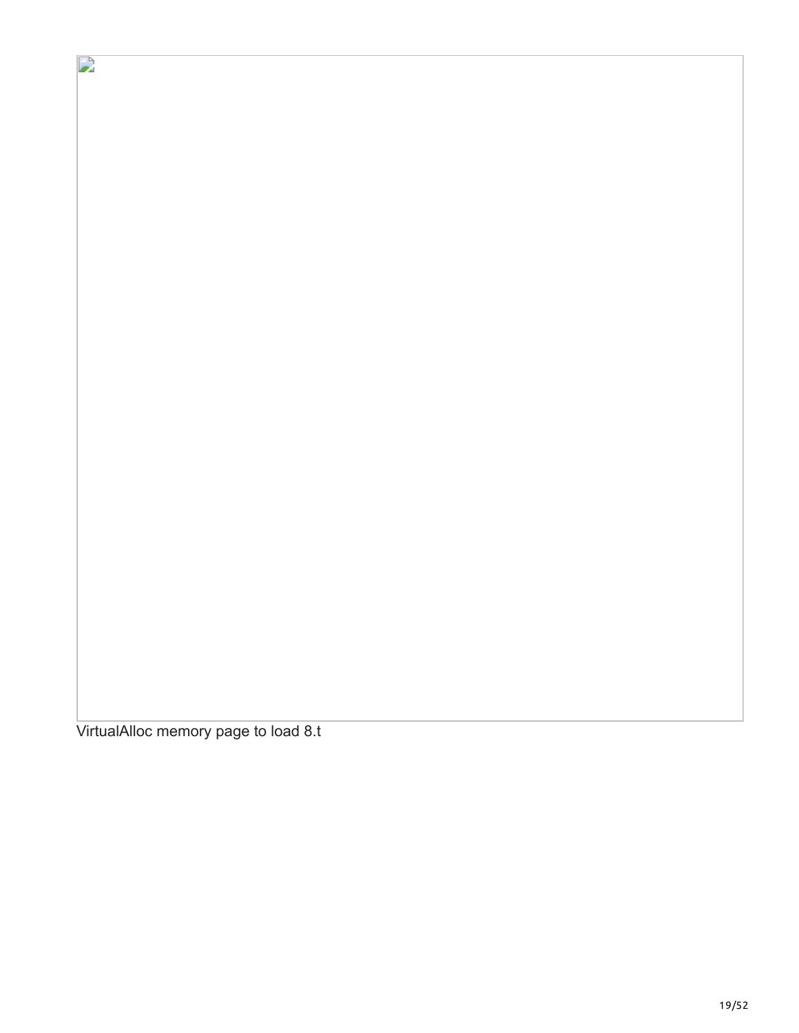VirtualAlloc memory page to load 8.t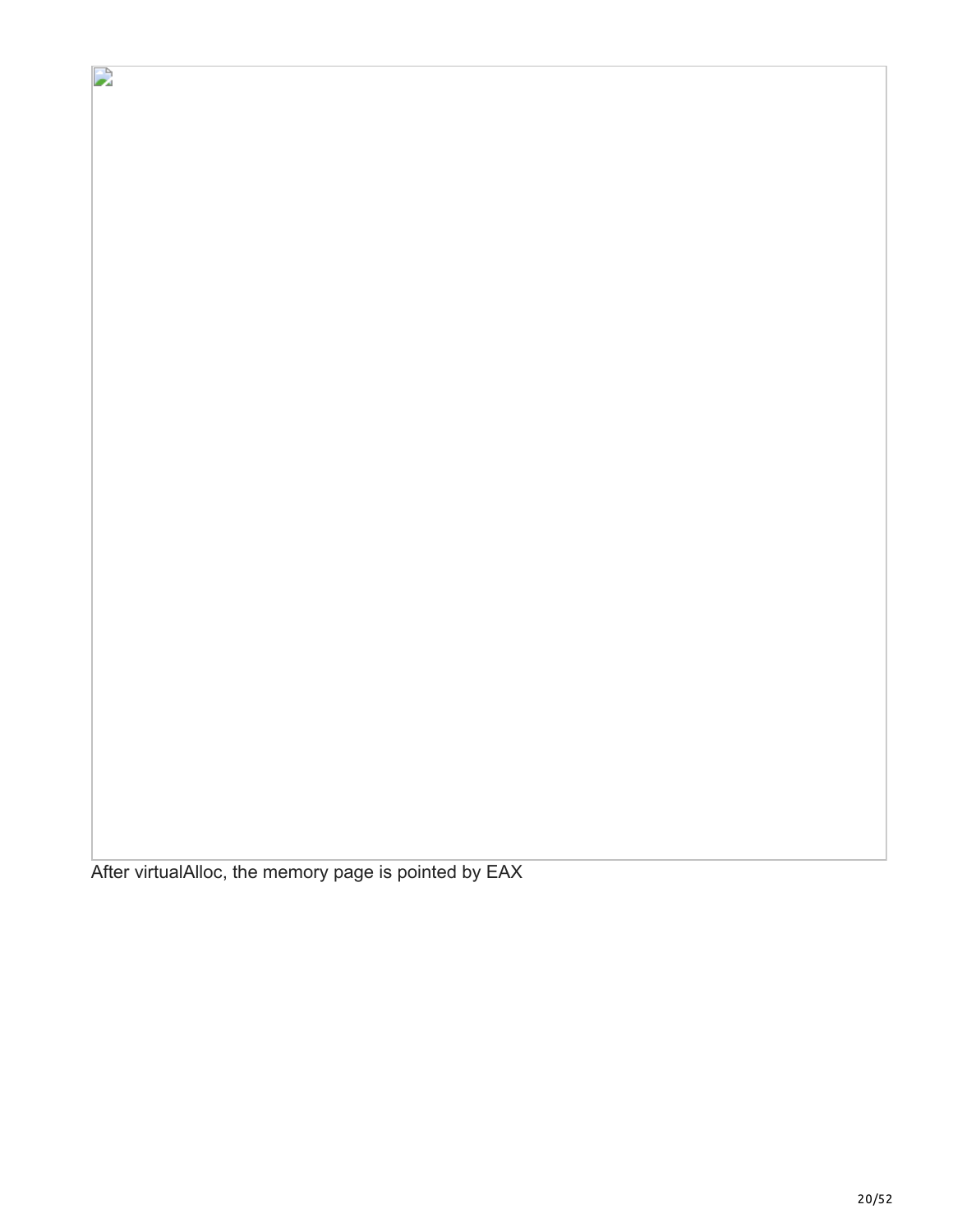After virtualAlloc, the memory page is pointed by EAX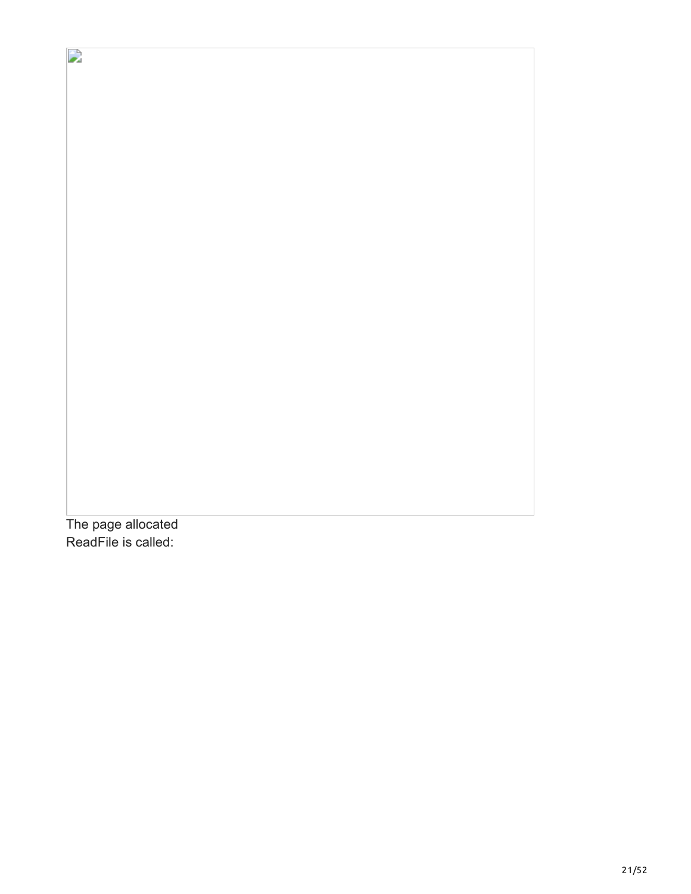The page allocated
ReadFile is called: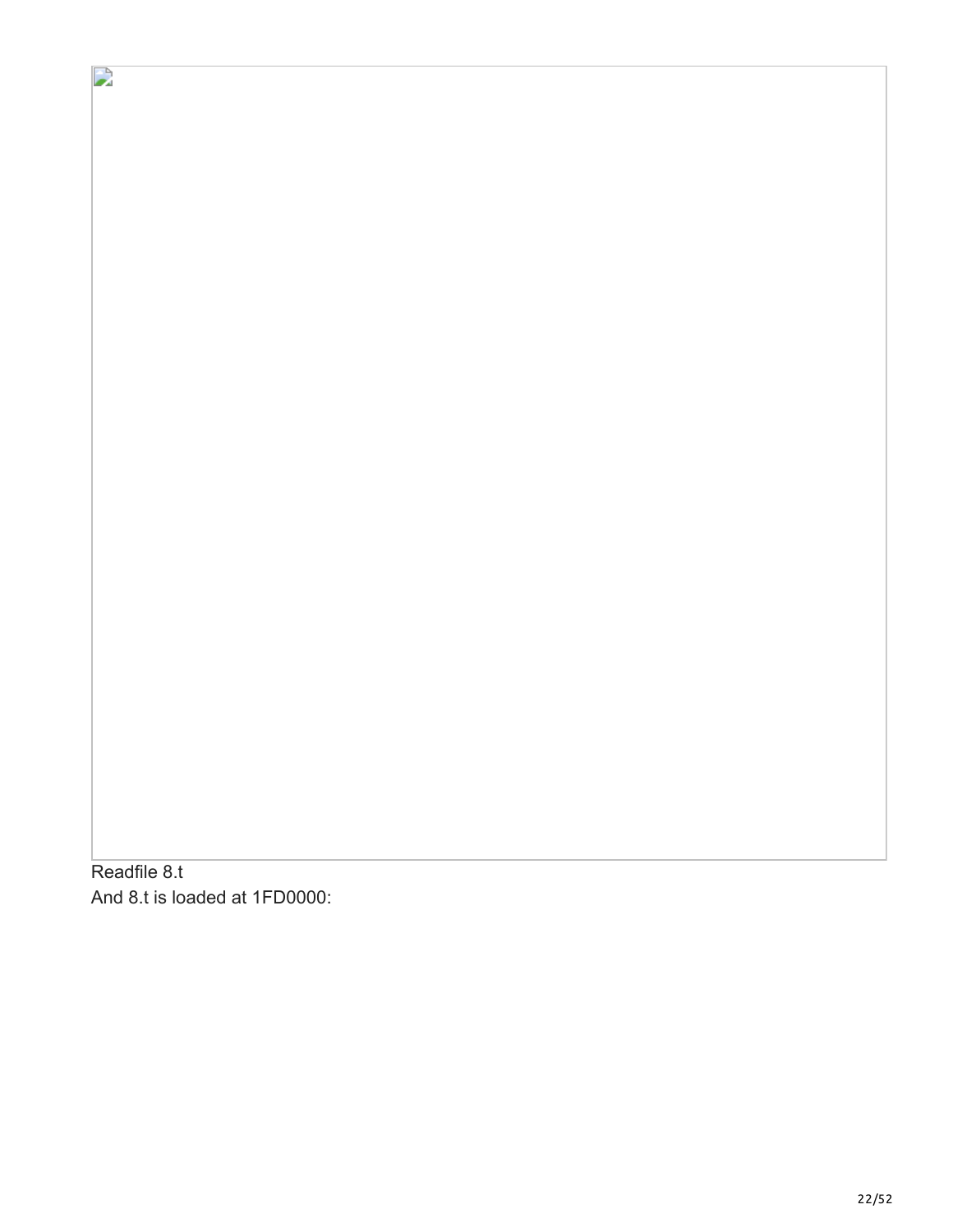Readfile 8.t

And 8.t is loaded at 1FD0000: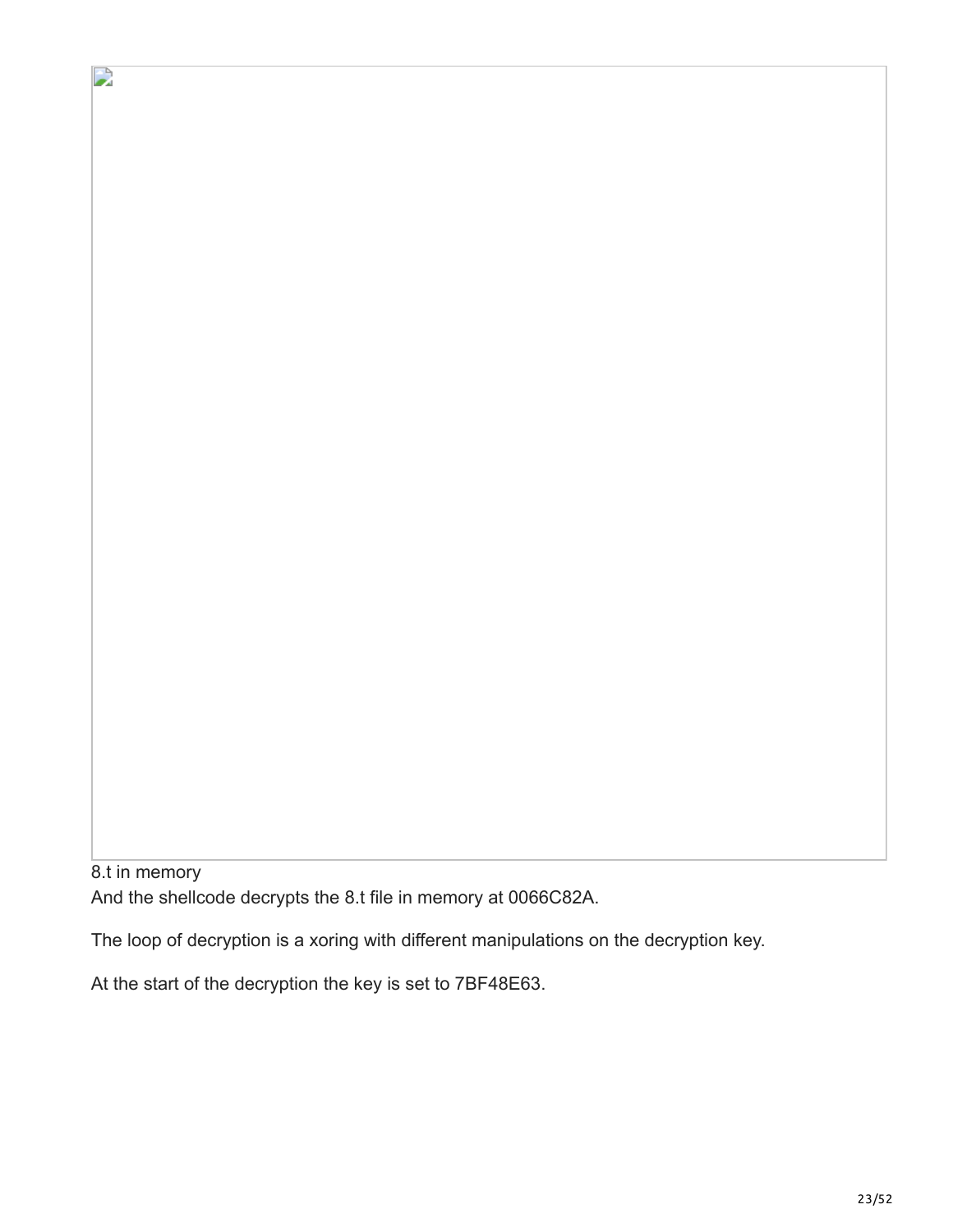8.t in memory

And the shellcode decrypts the 8.t file in memory at 0066C82A.

The loop of decryption is a xoring with different manipulations on the decryption key.

At the start of the decryption the key is set to 7BF48E63.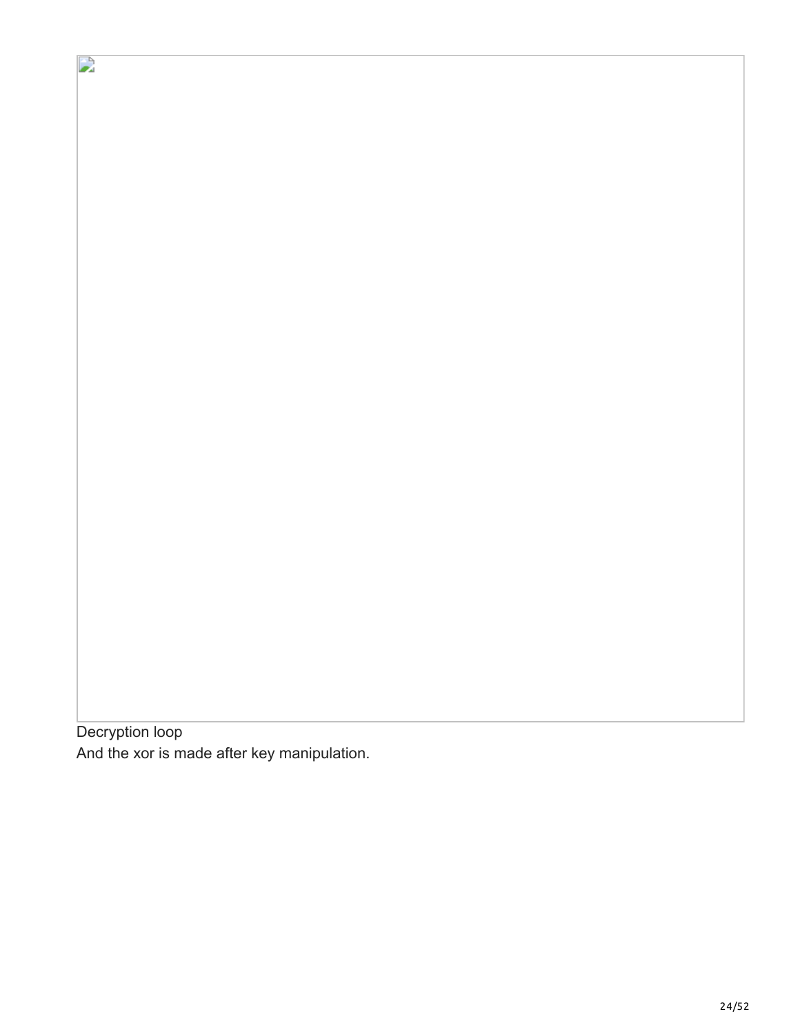Decryption loop

And the xor is made after key manipulation.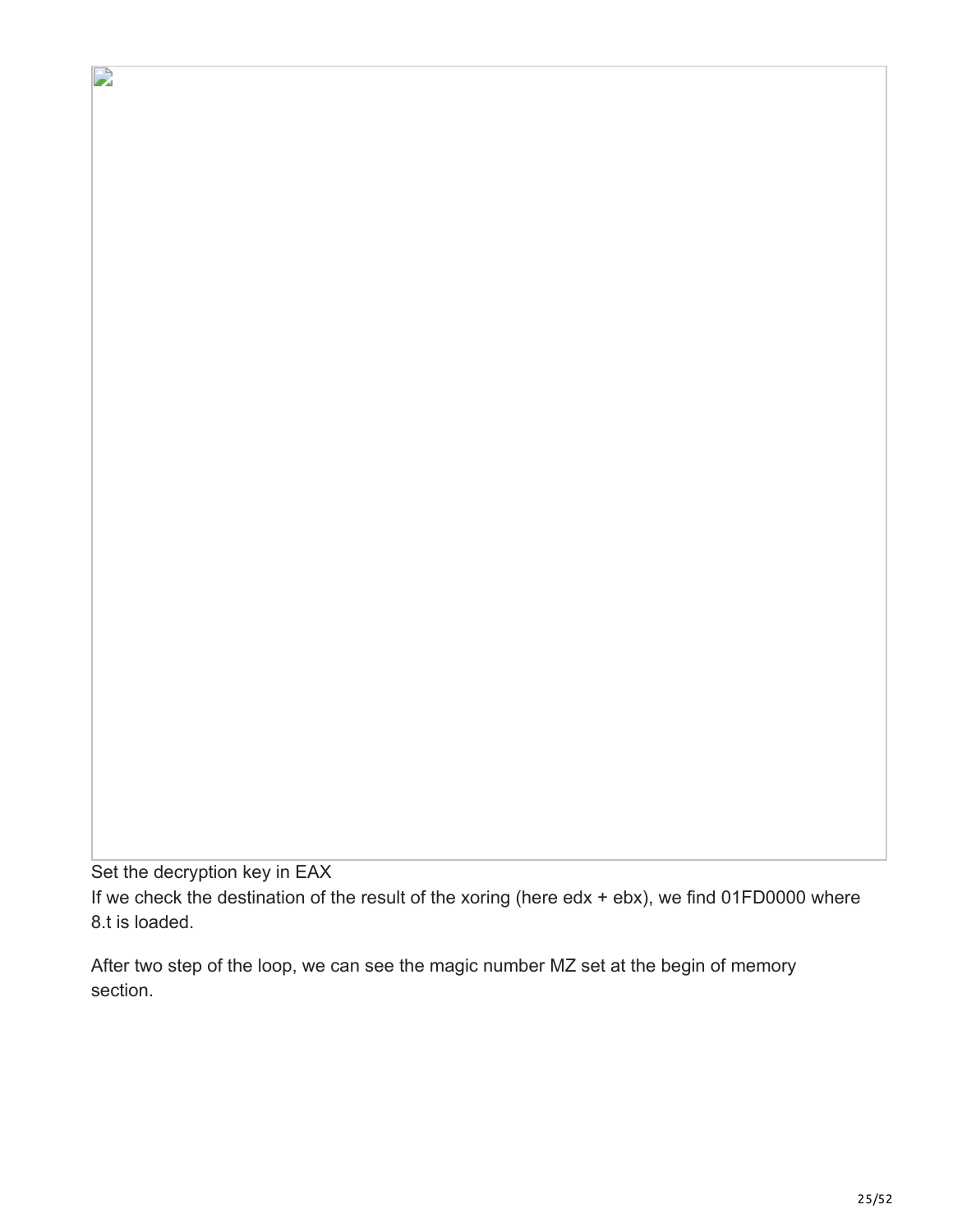Set the decryption key in EAX

If we check the destination of the result of the xoring (here edx + ebx), we find 01FD0000 where 8.t is loaded.

After two step of the loop, we can see the magic number MZ set at the begin of memory section.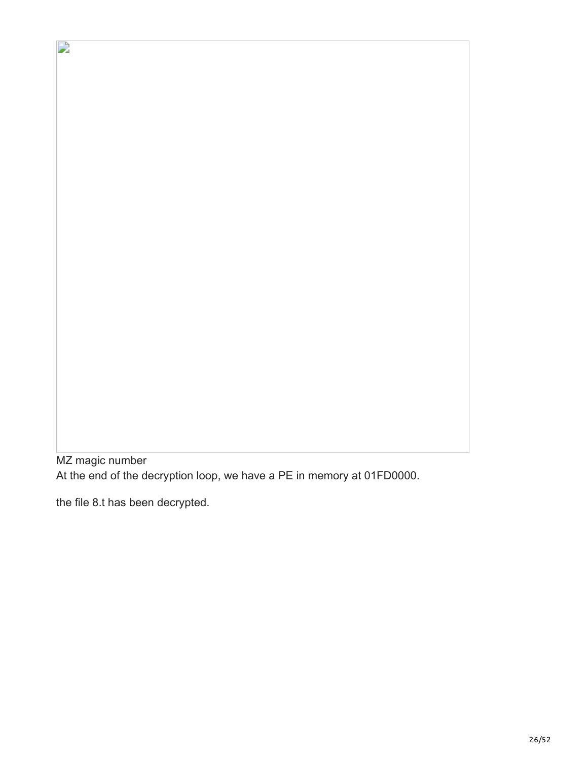MZ magic number

At the end of the decryption loop, we have a PE in memory at 01FD0000.

the file 8.t has been decrypted.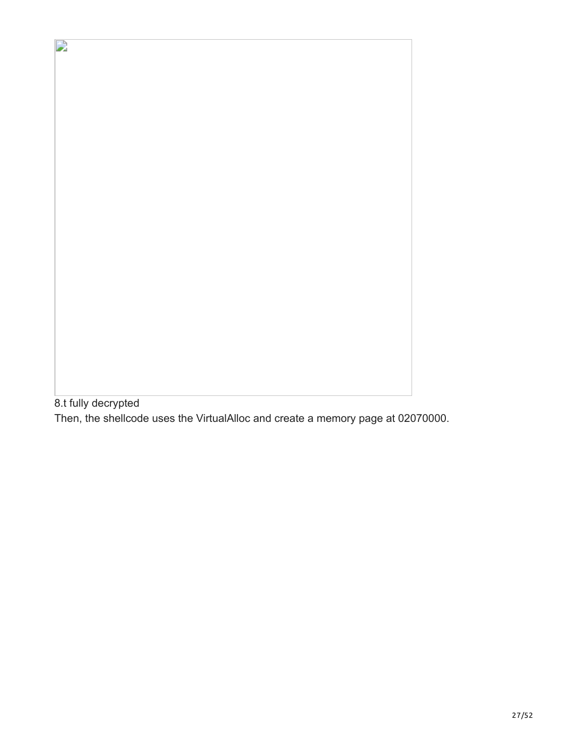8.t fully decrypted

Then, the shellcode uses the VirtualAlloc and create a memory page at 02070000.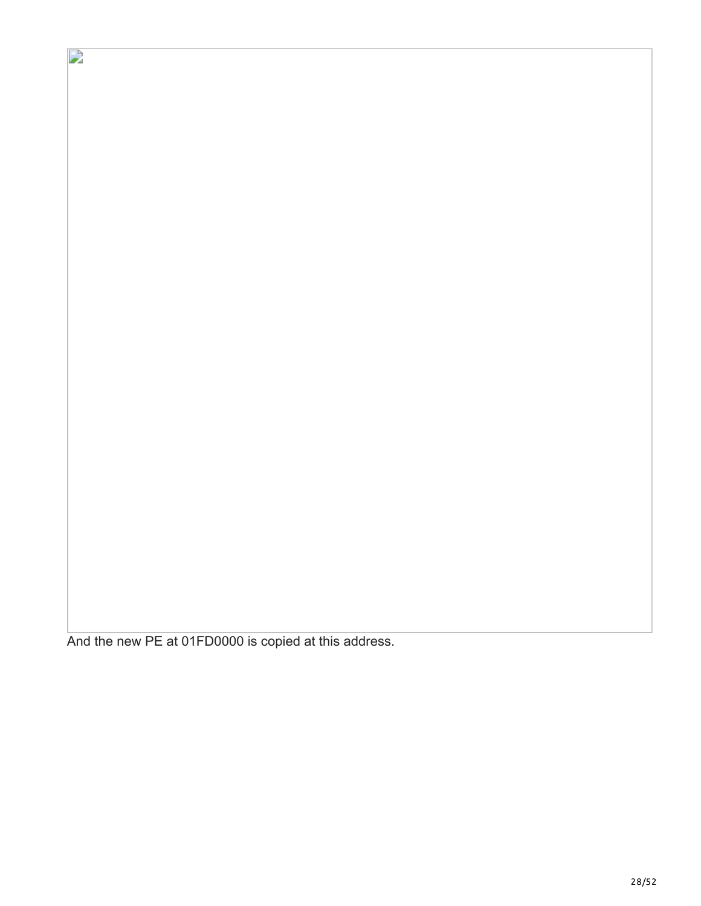And the new PE at 01FD0000 is copied at this address.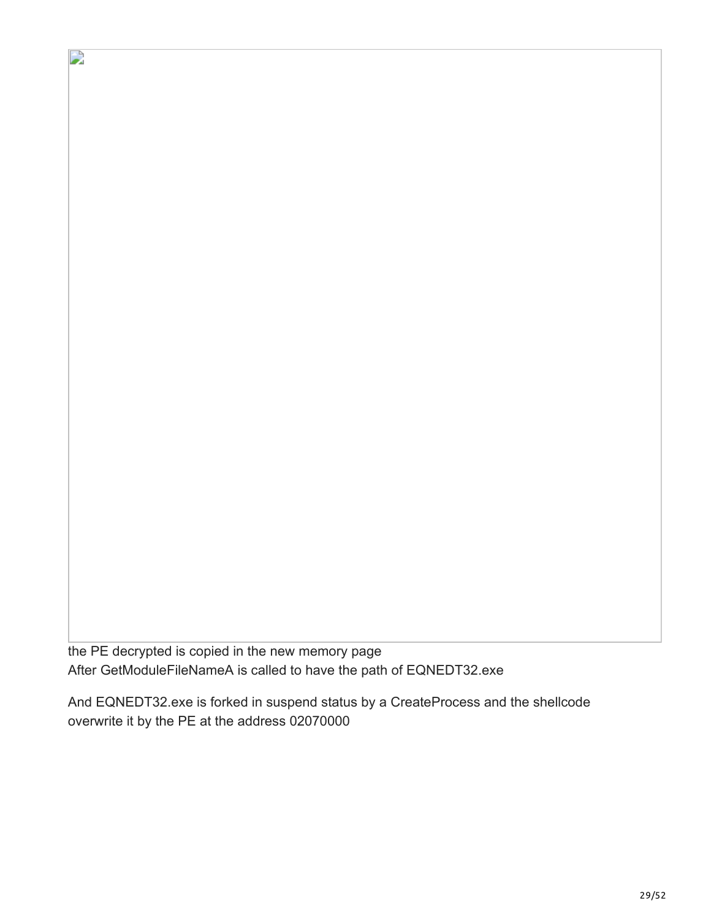the PE decrypted is copied in the new memory page
After GetModuleFileNameA is called to have the path of EQNEDT32.exe

And EQNEDT32.exe is forked in suspend status by a CreateProcess and the shellcode overwrite it by the PE at the address 02070000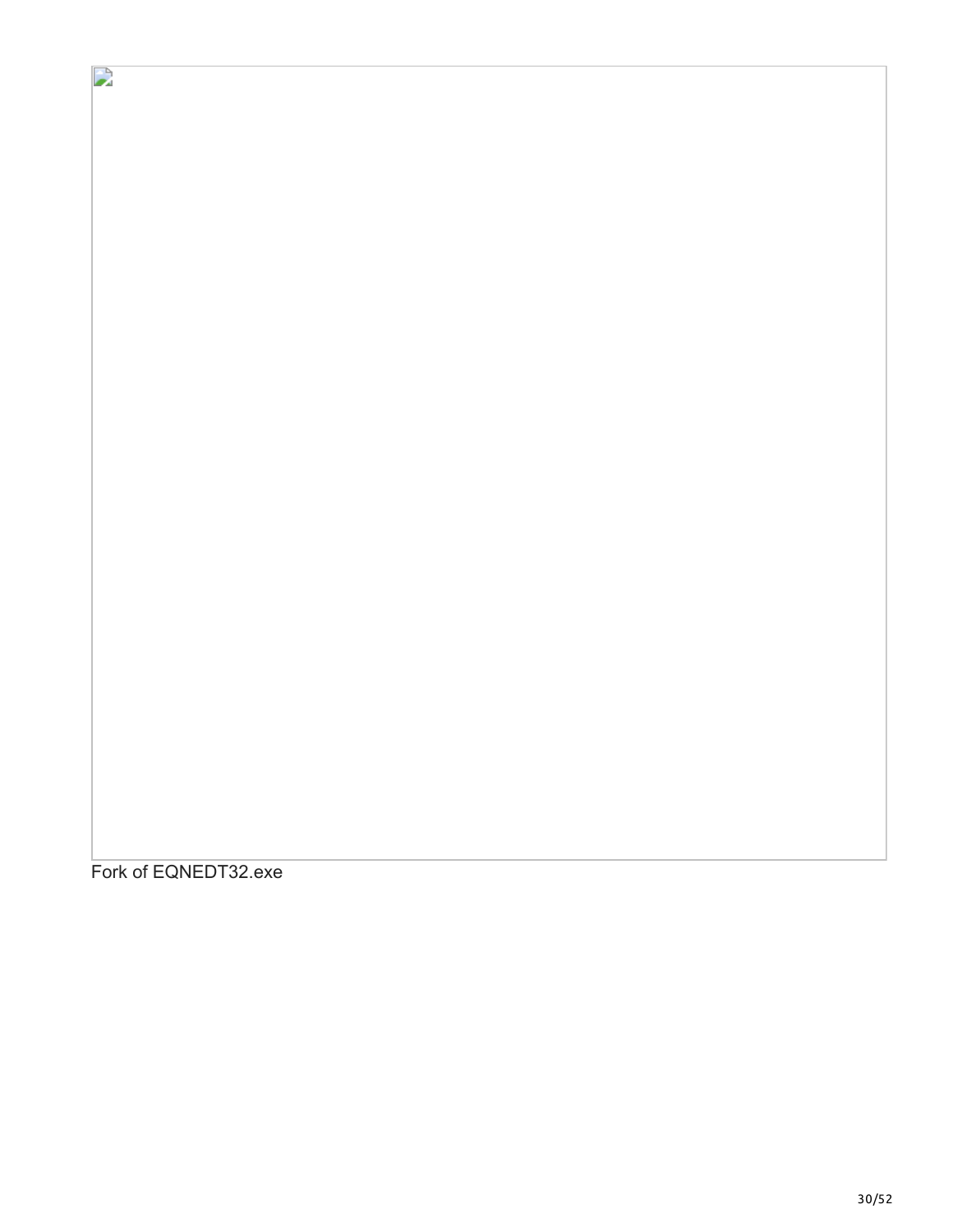Fork of EQNEDT32.exe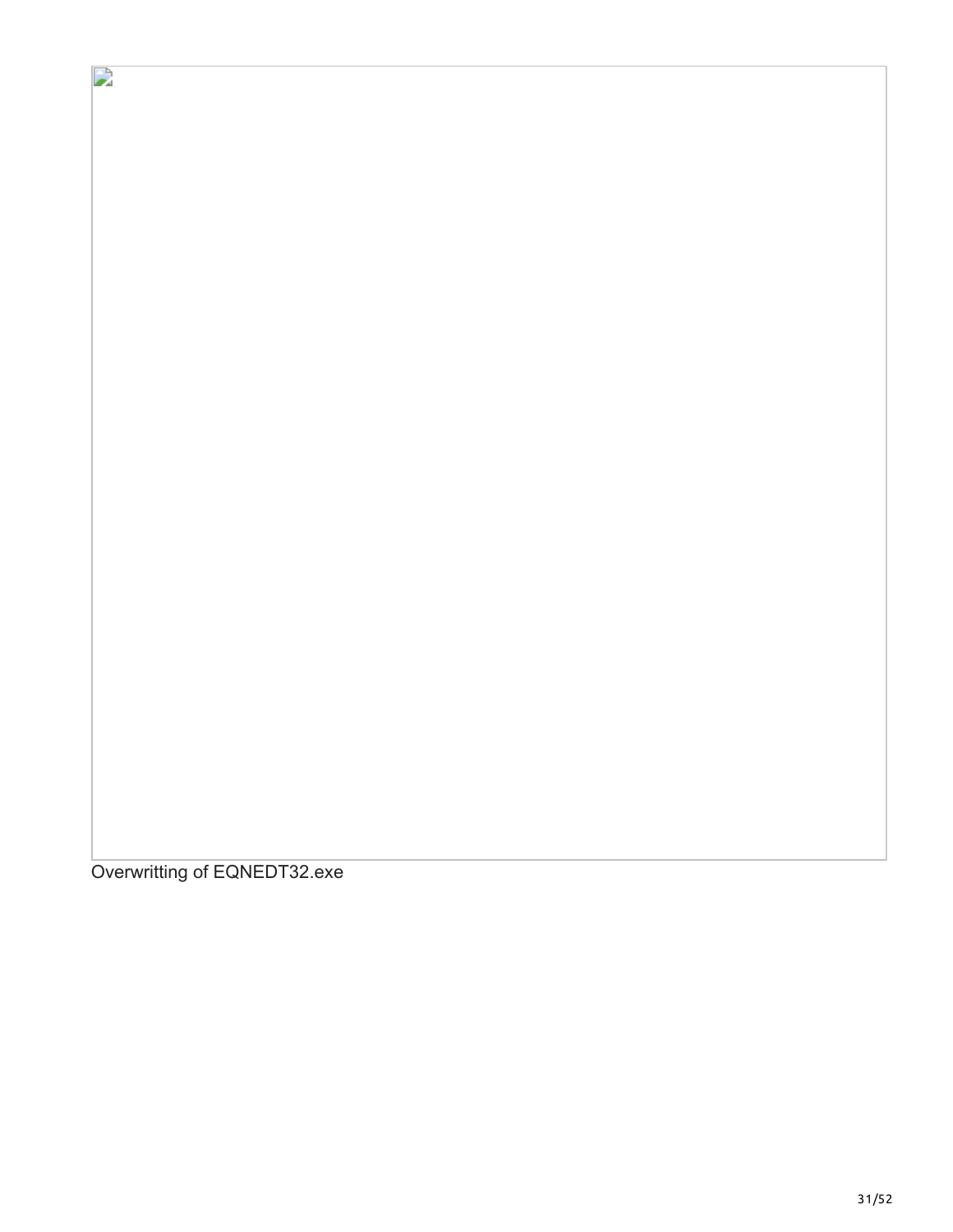Overwritting of EQNEDT32.exe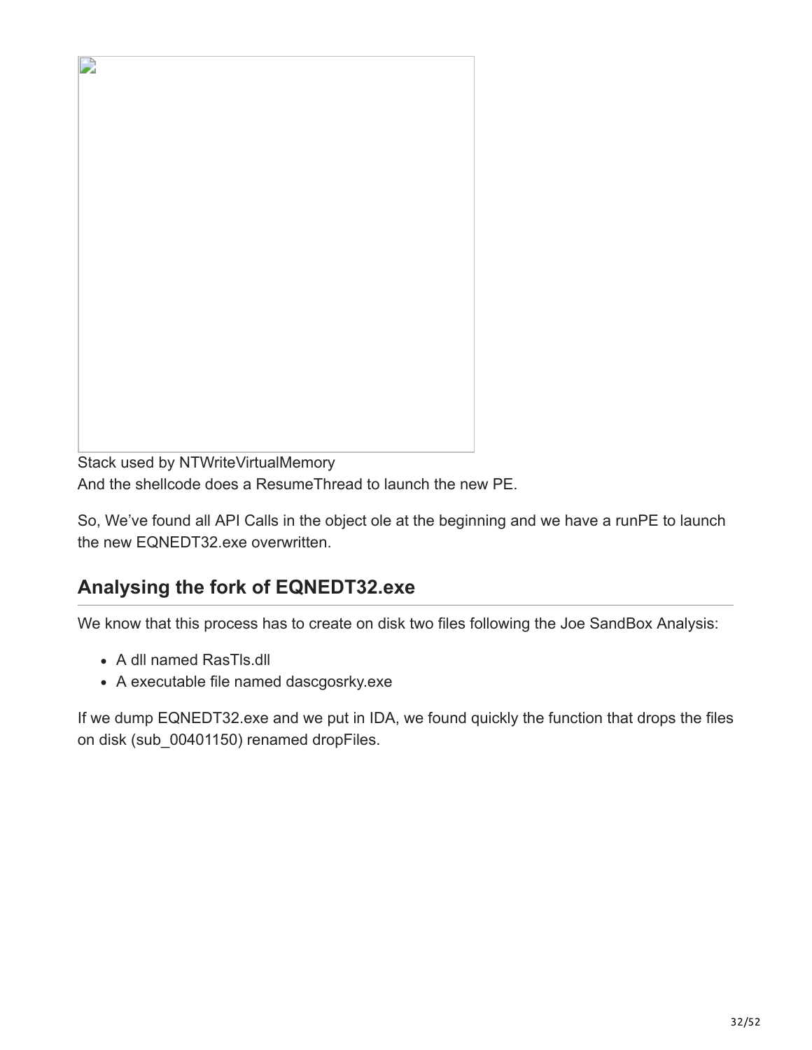Stack used by NTWriteVirtualMemory

And the shellcode does a ResumeThread to launch the new PE.

So, We've found all API Calls in the object ole at the beginning and we have a runPE to launch the new EQNEDT32.exe overwritten.

## Analysing the fork of EQNEDT32.exe

We know that this process has to create on disk two files following the Joe SandBox Analysis:

- A dll named RasTls.dll
- A executable file named dascgosrky.exe

If we dump EQNEDT32.exe and we put in IDA, we found quickly the function that drops the files on disk (sub_00401150) renamed dropFiles.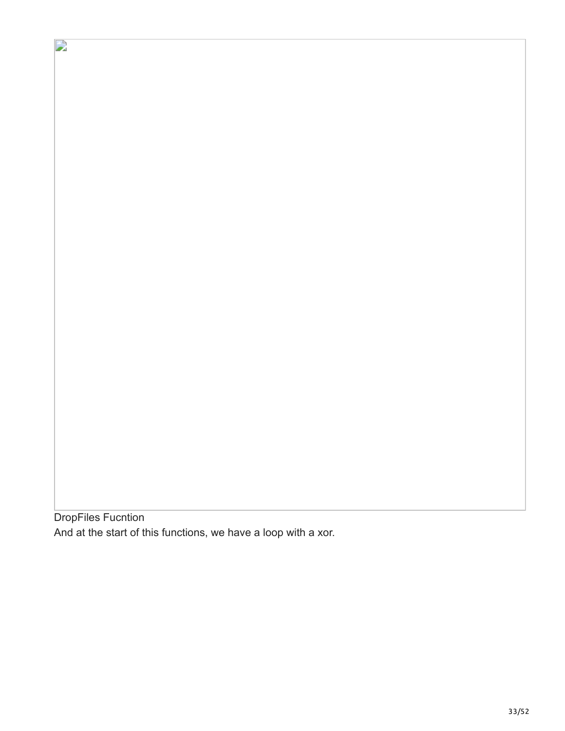DropFiles Fucntion

And at the start of this functions, we have a loop with a xor.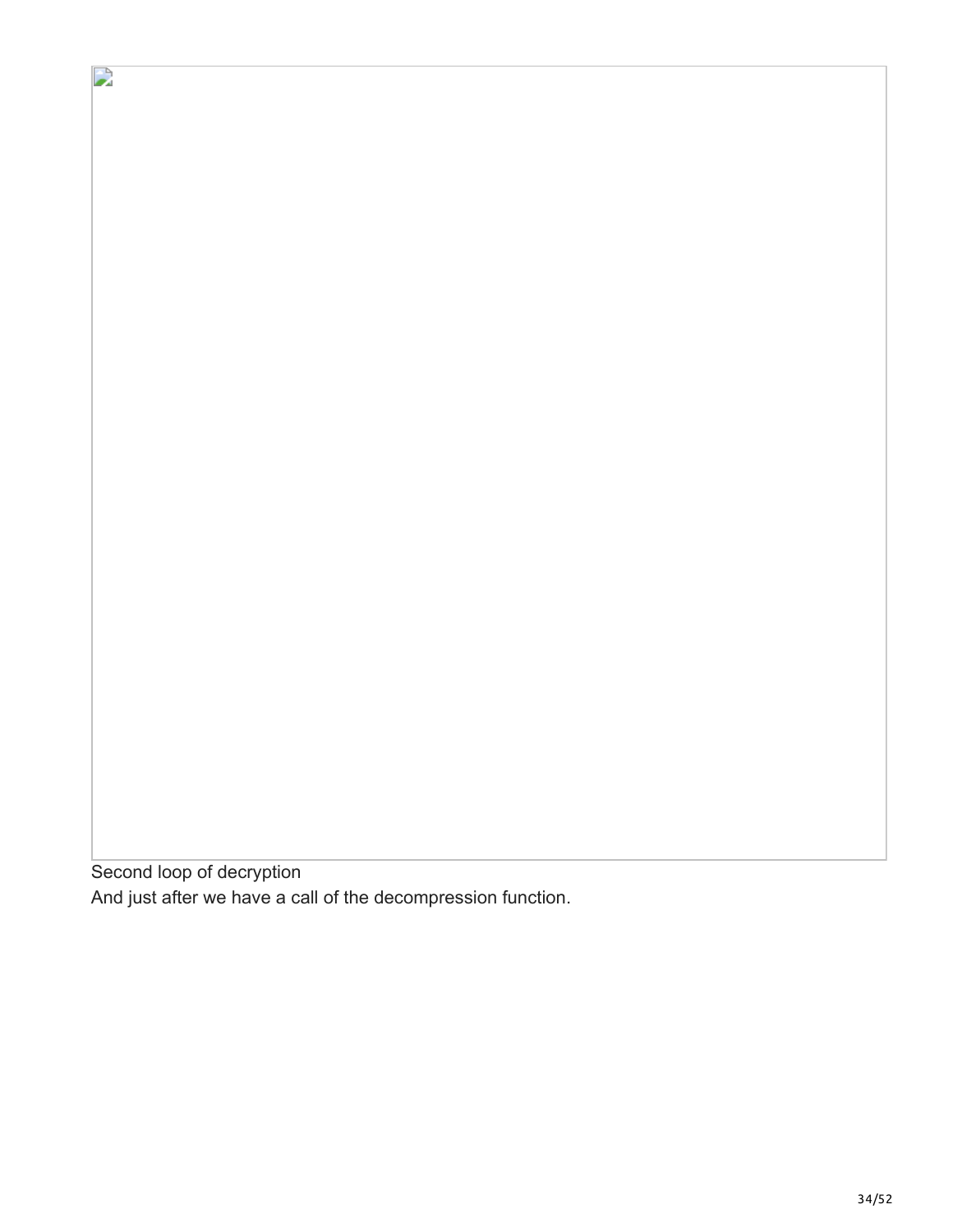Second loop of decryption

And just after we have a call of the decompression function.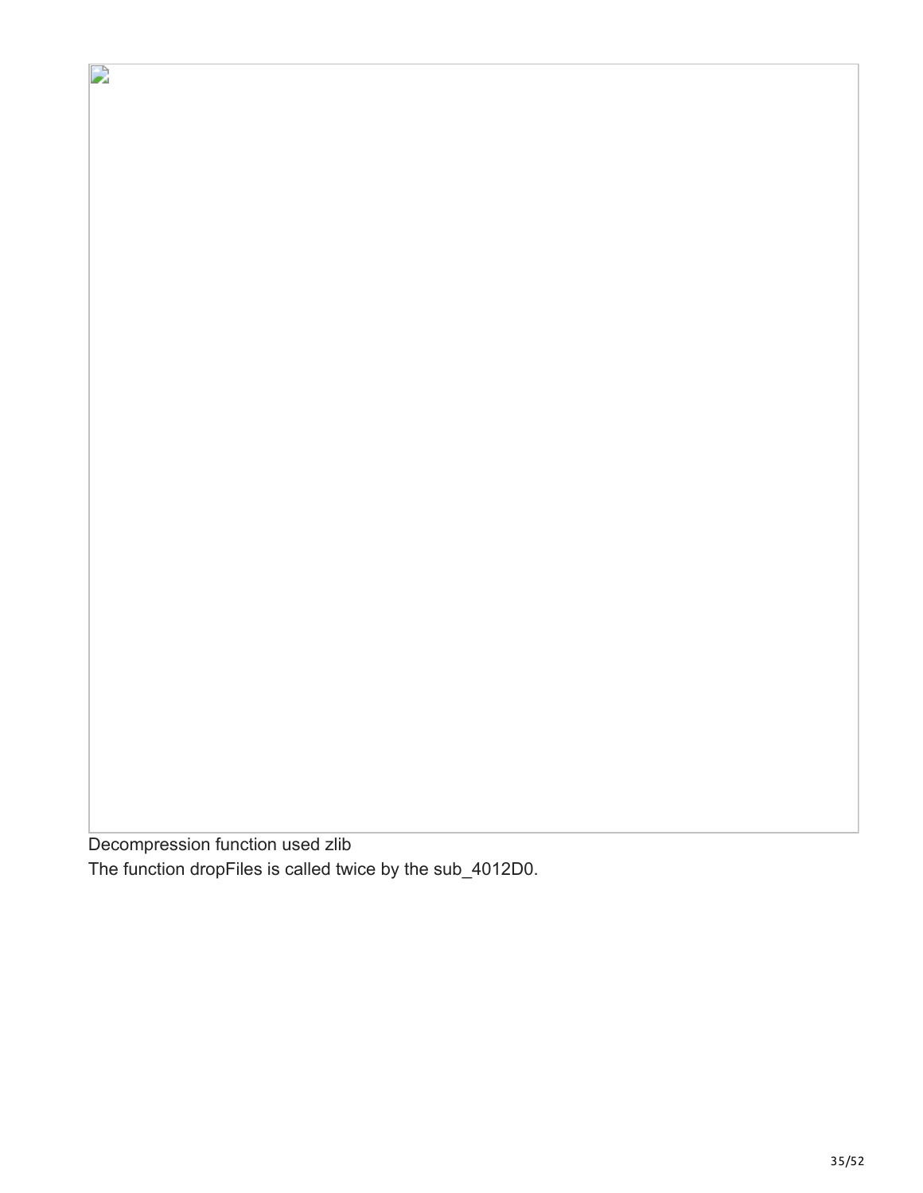Decompression function used zlib

The function dropFiles is called twice by the sub_4012D0.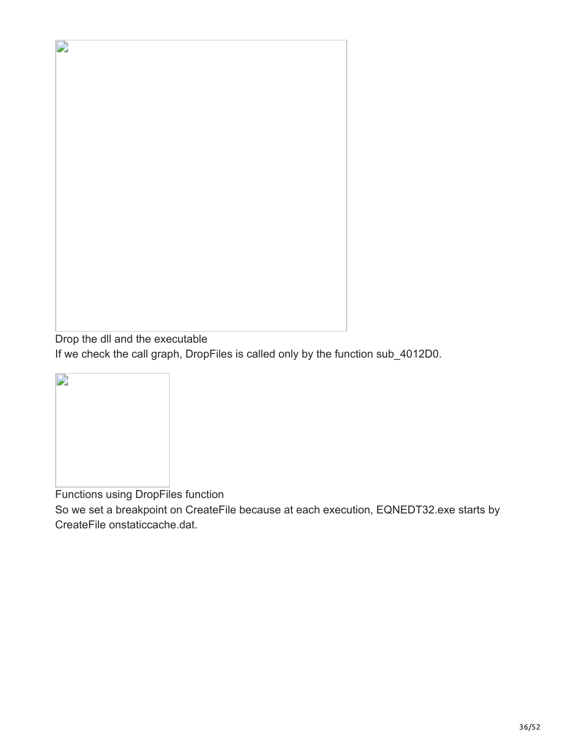Drop the dll and the executable

If we check the call graph, DropFiles is called only by the function sub_4012D0.

Functions using DropFiles function

So we set a breakpoint on CreateFile because at each execution, EQNEDT32.exe starts by CreateFile onstaticcache.dat.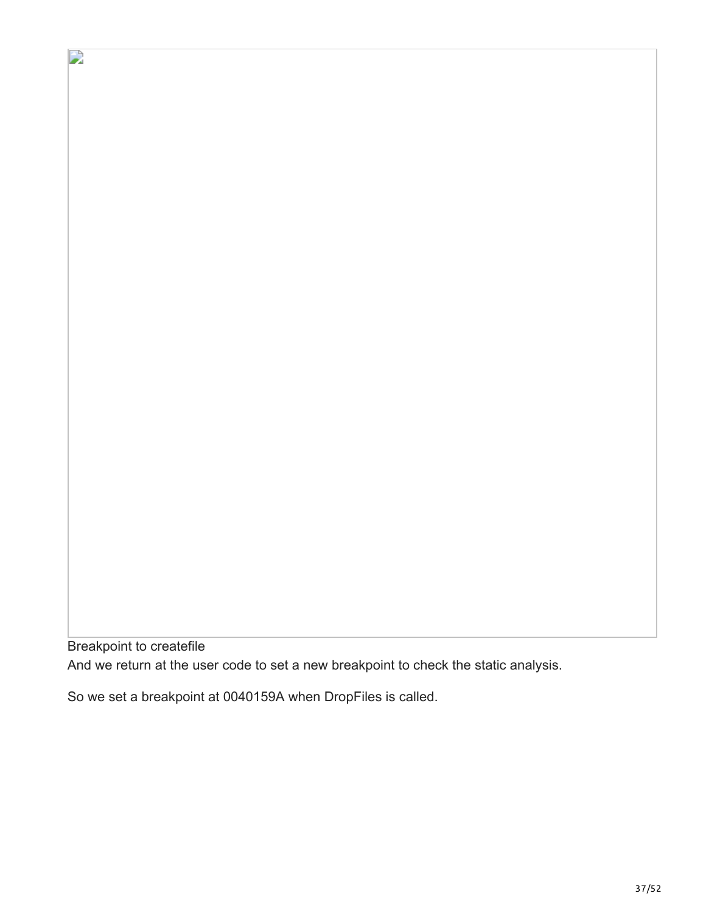Breakpoint to createfile

And we return at the user code to set a new breakpoint to check the static analysis.

So we set a breakpoint at 0040159A when DropFiles is called.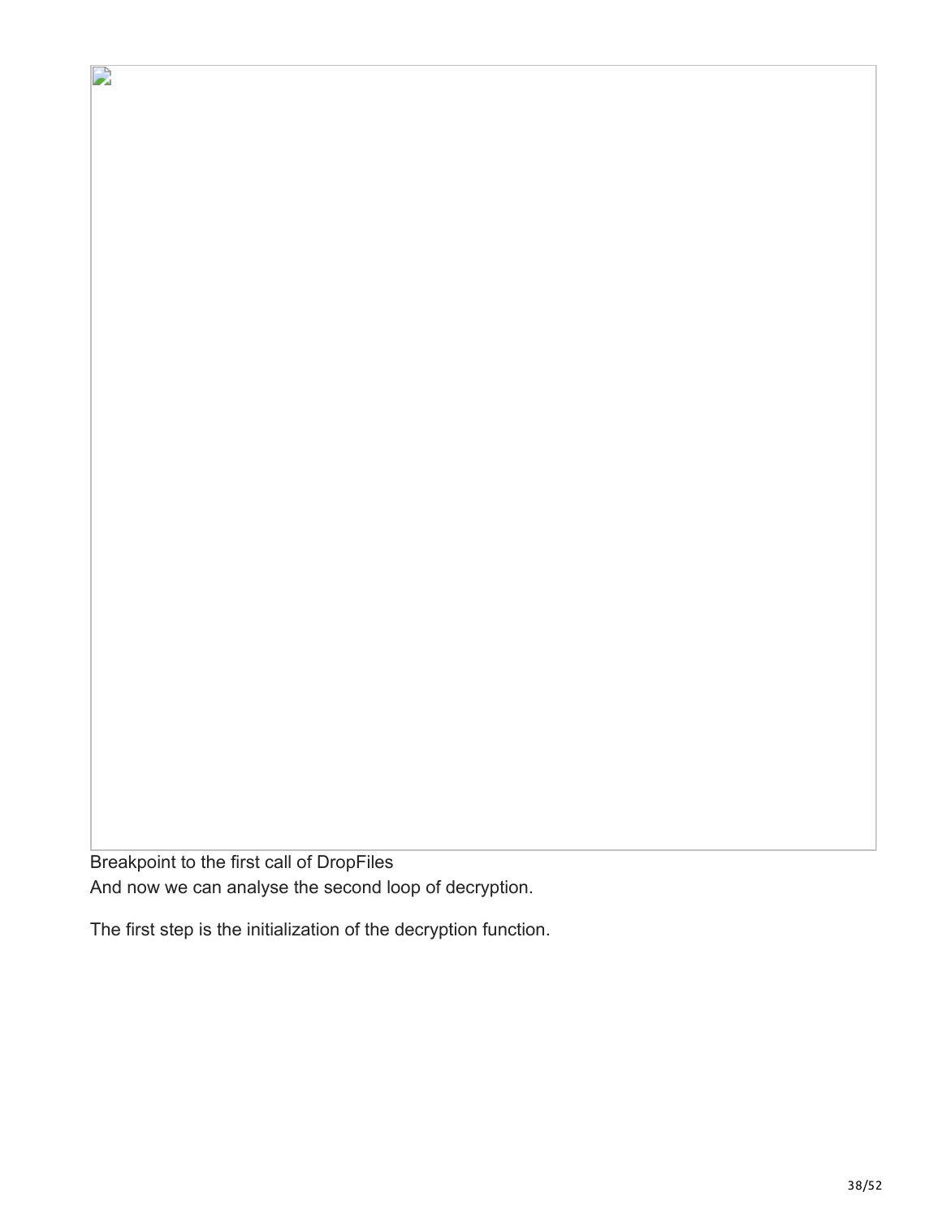Breakpoint to the first call of DropFiles

And now we can analyse the second loop of decryption.

The first step is the initialization of the decryption function.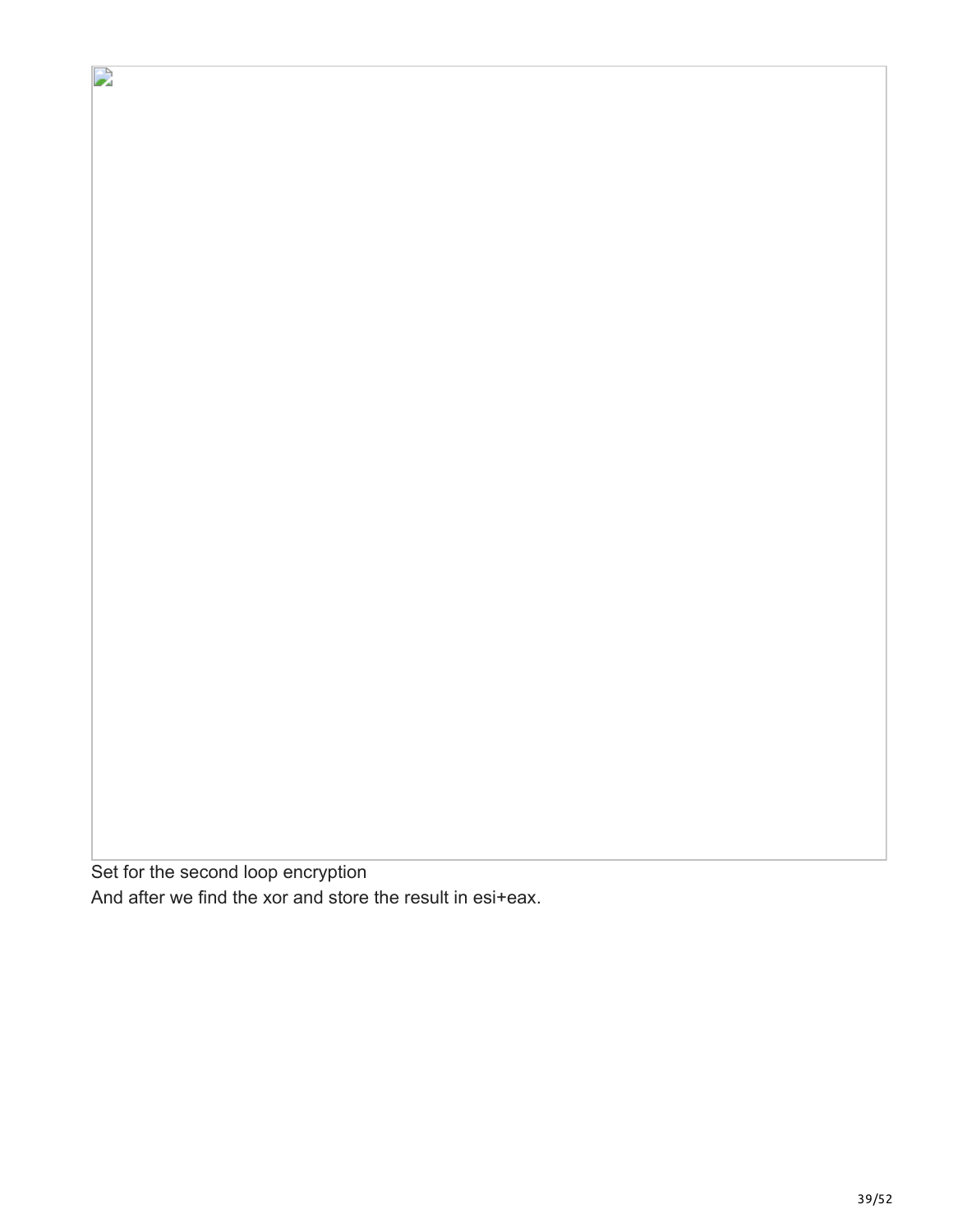Set for the second loop encryption
And after we find the xor and store the result in esi+eax.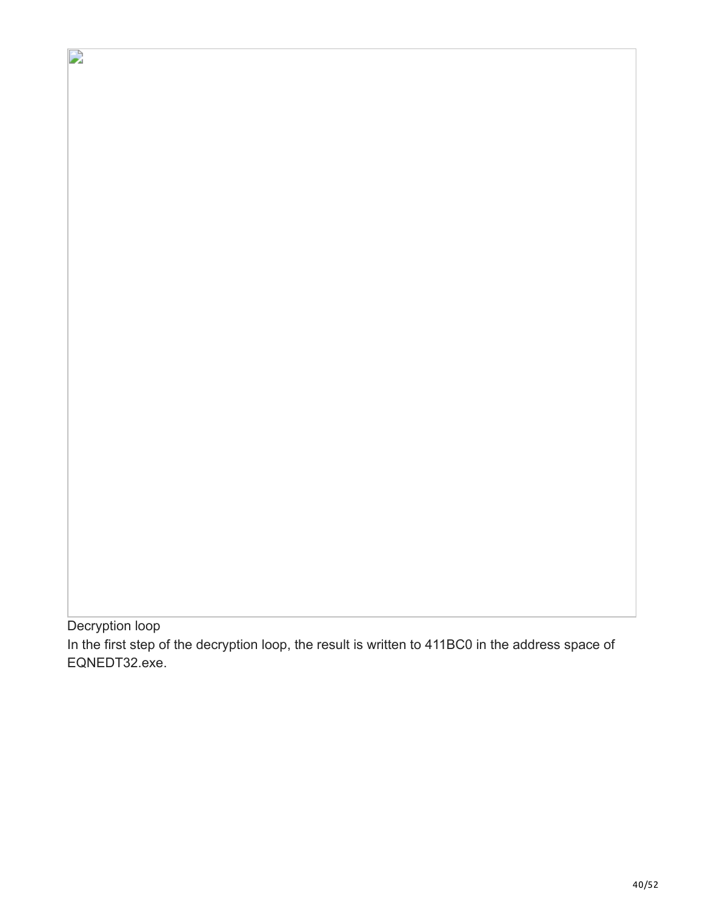Decryption loop

In the first step of the decryption loop, the result is written to 411BC0 in the address space of EQNEDT32.exe.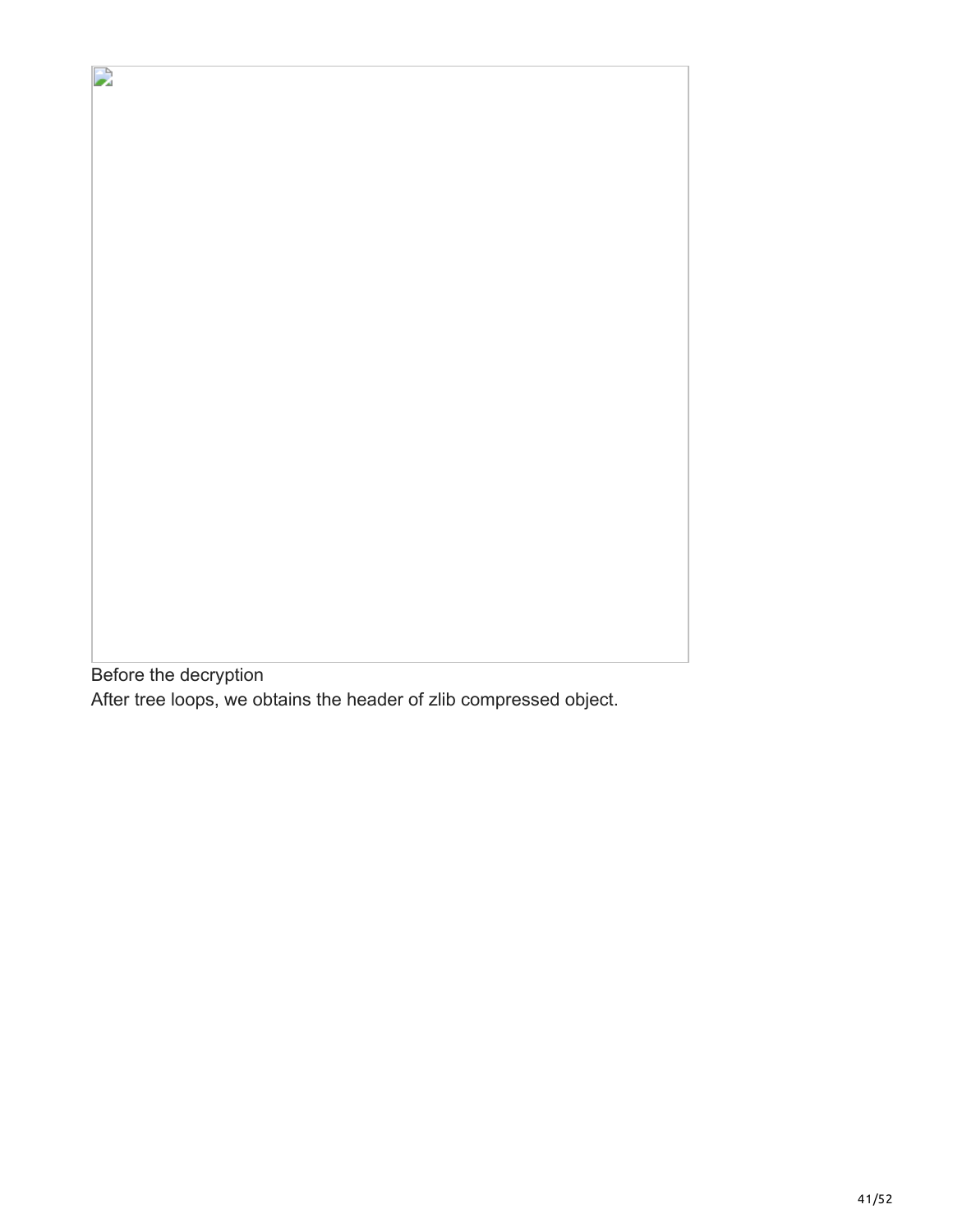Before the decryption

After tree loops, we obtains the header of zlib compressed object.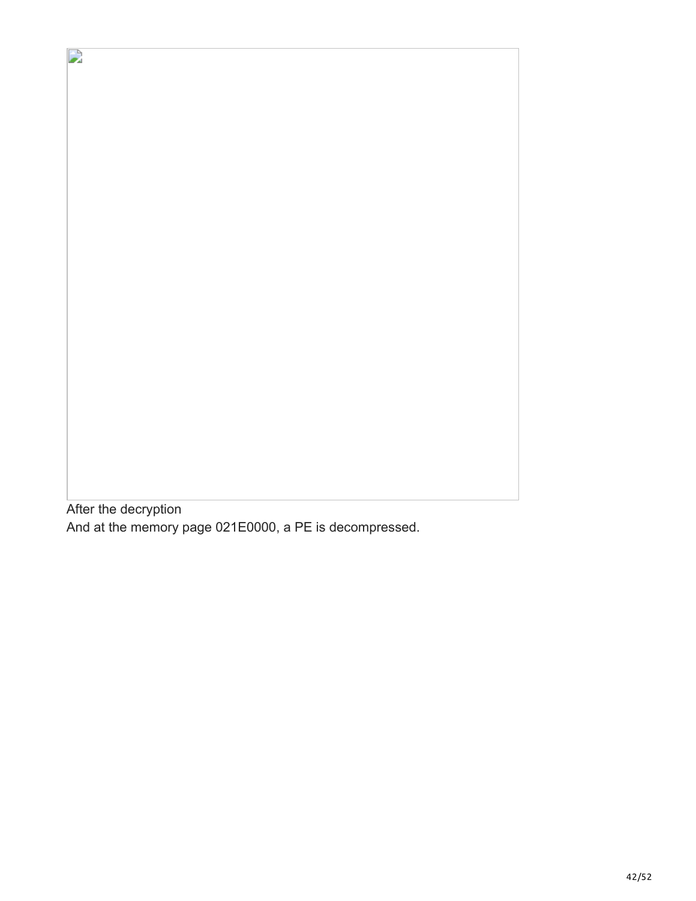After the decryption

And at the memory page 021E0000, a PE is decompressed.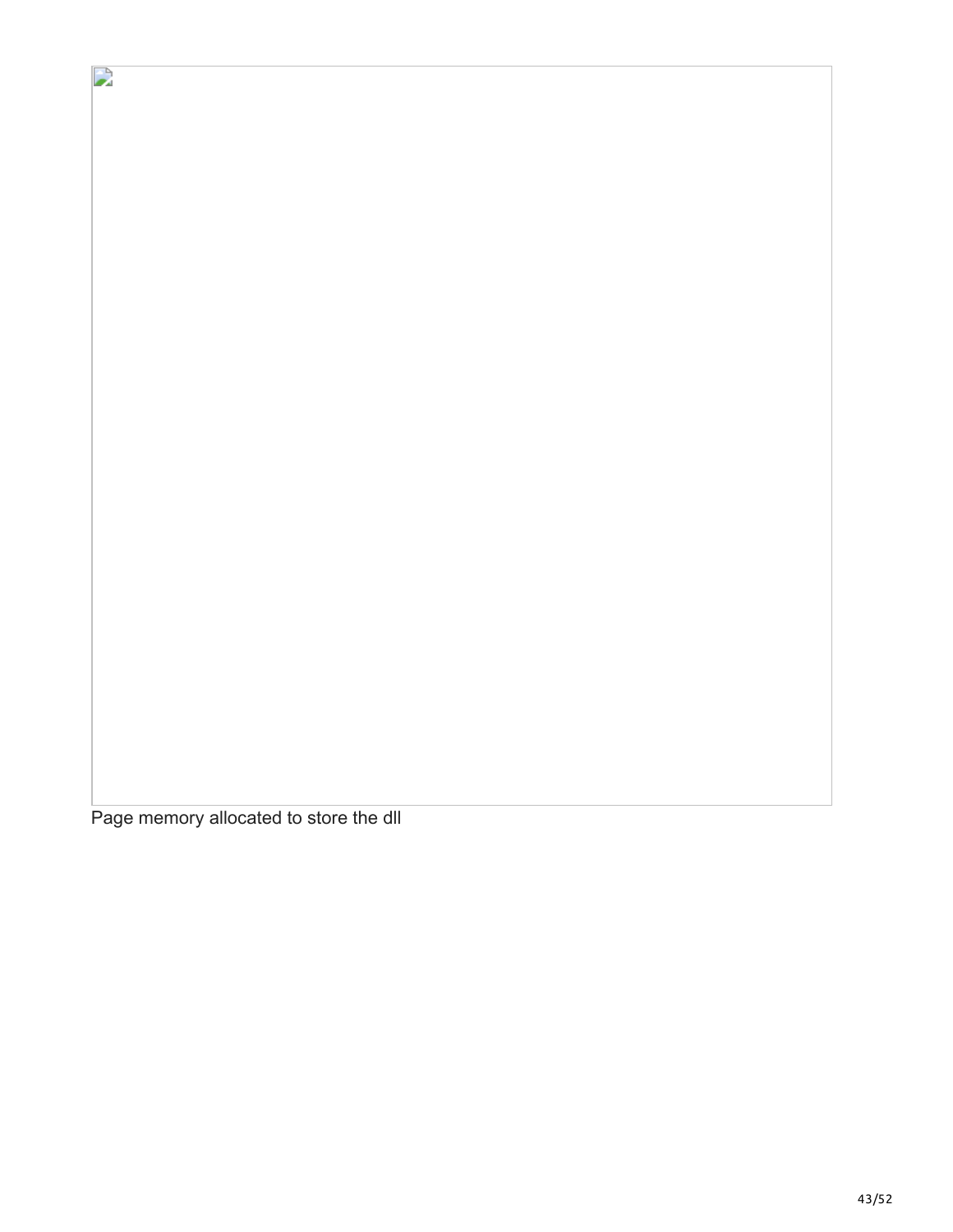Page memory allocated to store the dll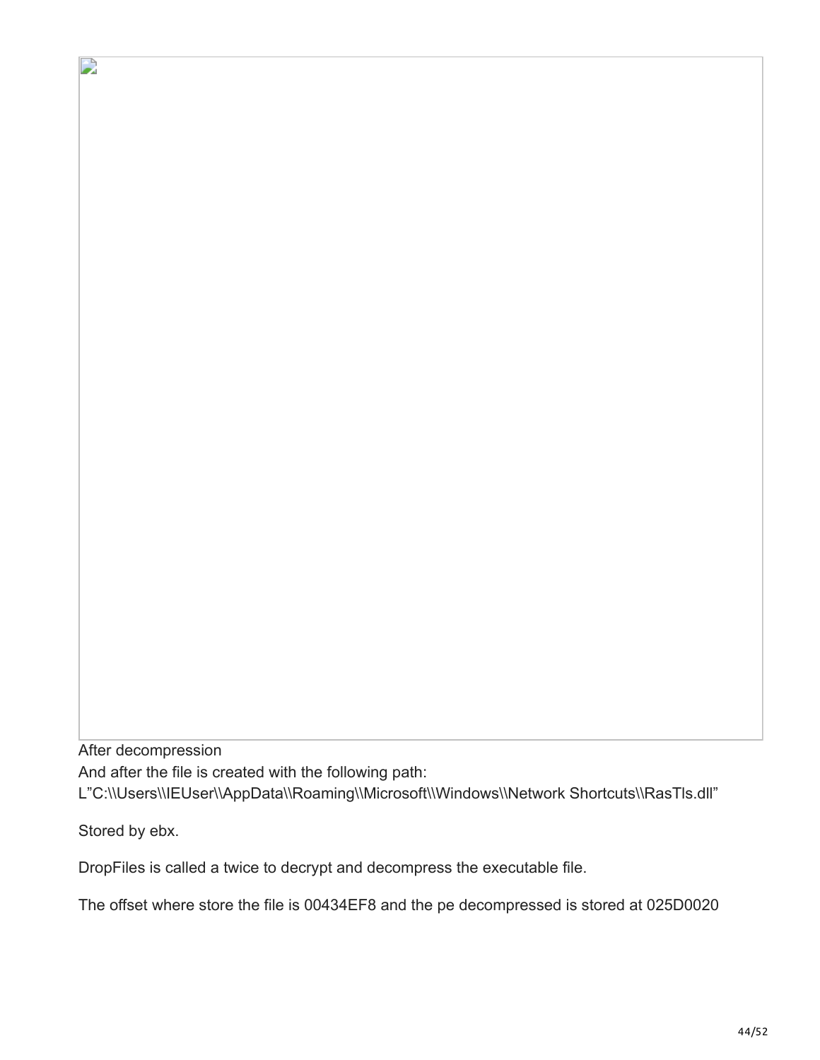After decompression

And after the file is created with the following path:

L"C:\\Users\\IEUser\\AppData\\Roaming\\Microsoft\\Windows\\Network Shortcuts\\RasTls.dll"

Stored by ebx.

DropFiles is called a twice to decrypt and decompress the executable file.

The offset where store the file is 00434EF8 and the pe decompressed is stored at 025D0020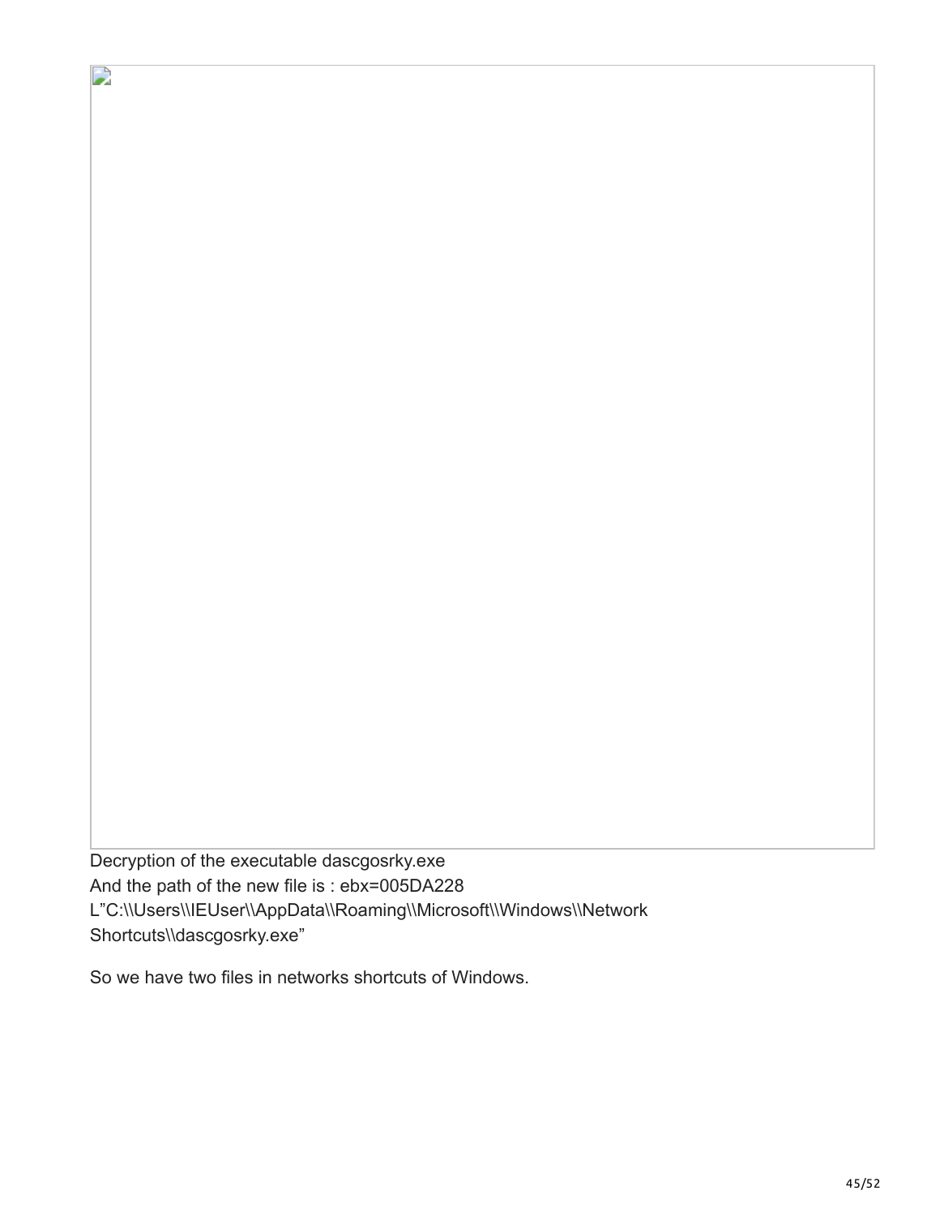Decryption of the executable dascgosrky.exe
And the path of the new file is : ebx=005DA228
L"C:\\Users\\IEUser\\AppData\\Roaming\\Microsoft\\Windows\\Network Shortcuts\\dascgosrky.exe"

So we have two files in networks shortcuts of Windows.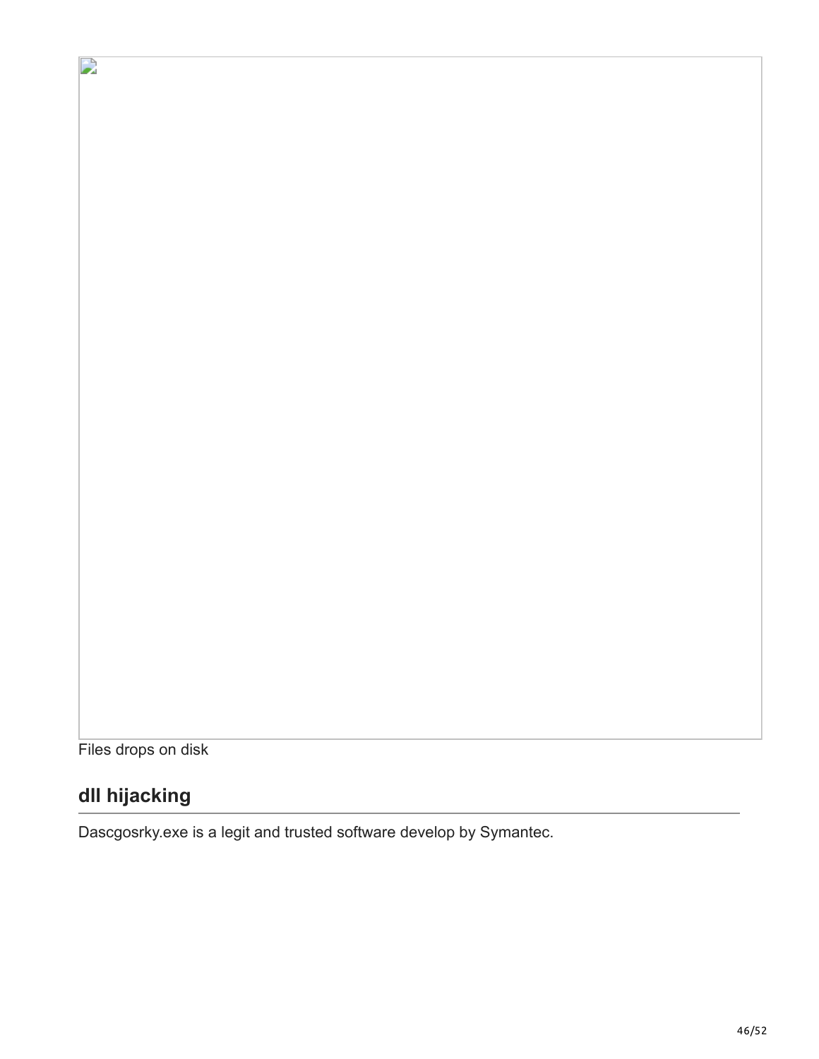Files drops on disk

## dll hijacking

Dascgosrky.exe is a legit and trusted software develop by Symantec.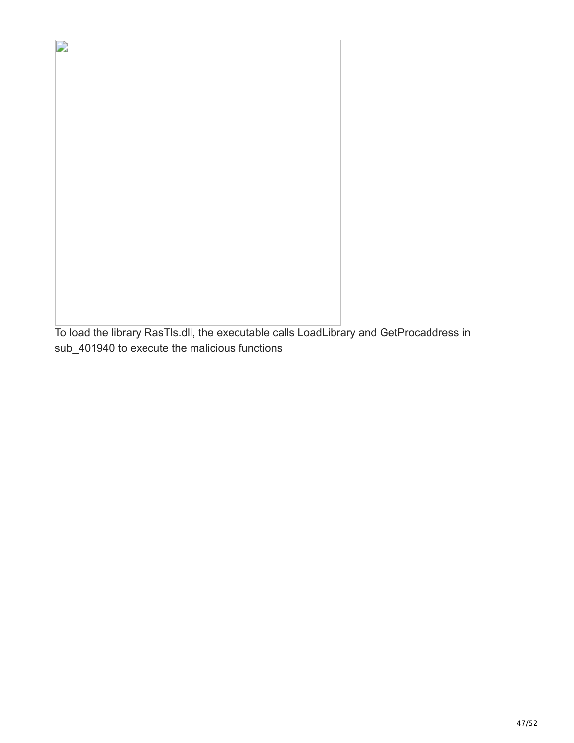To load the library RasTls.dll, the executable calls LoadLibrary and GetProcaddress in sub_401940 to execute the malicious functions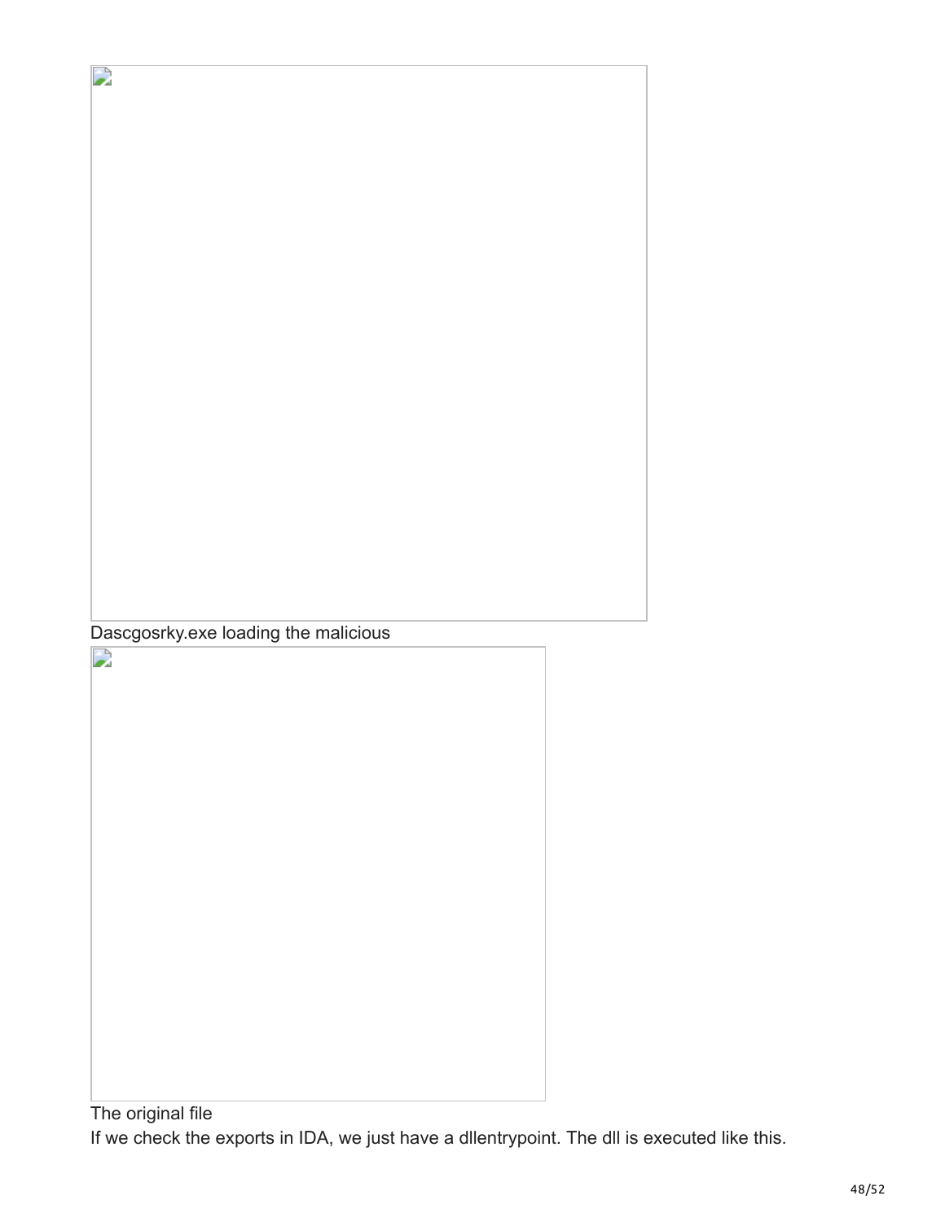Dascgosrky.exe loading the malicious

The original file

If we check the exports in IDA, we just have a dllentrypoint. The dll is executed like this.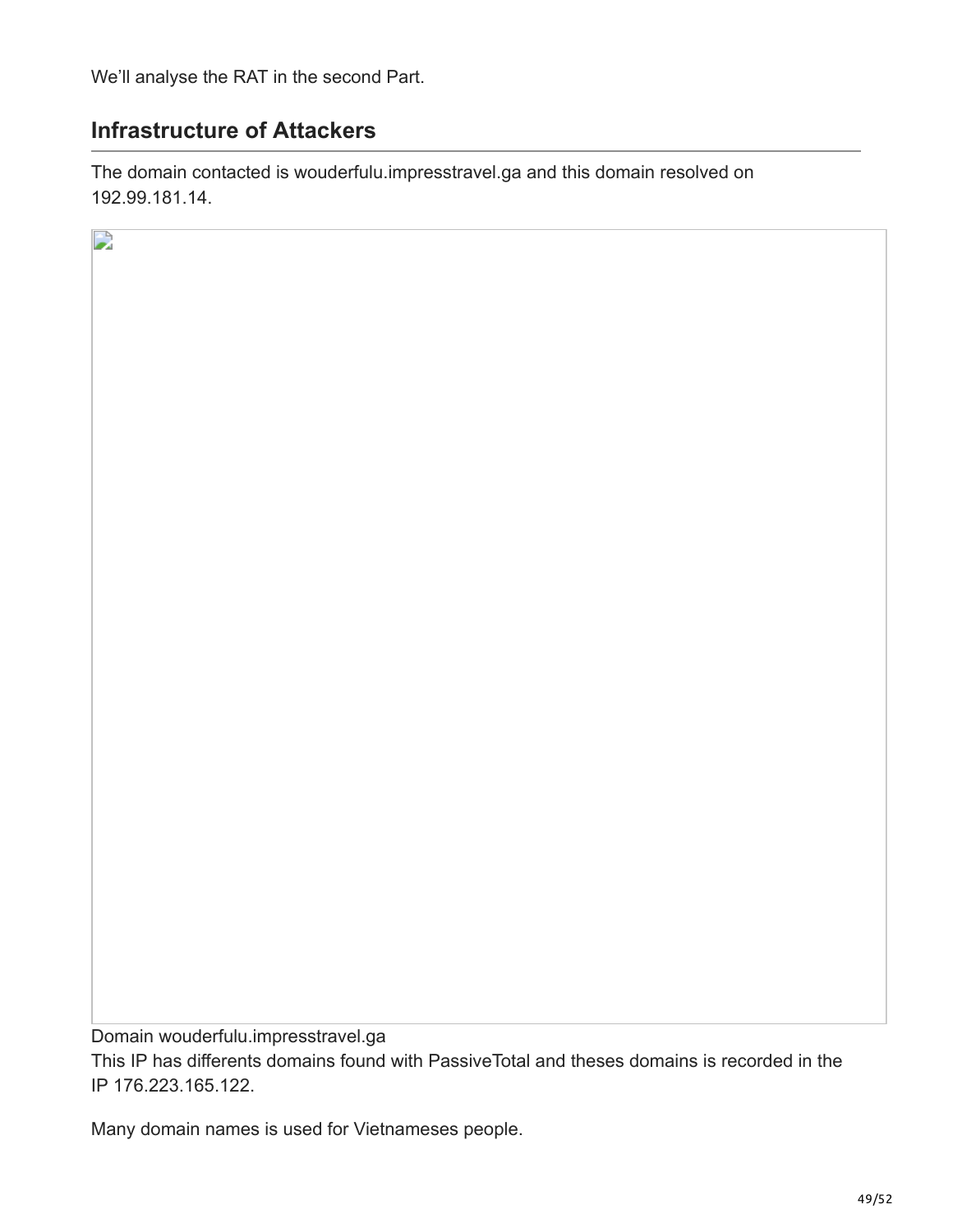We’ll analyse the RAT in the second Part.

## Infrastructure of Attackers

The domain contacted is wouderfulu.impresstravel.ga and this domain resolved on 192.99.181.14.

Domain wouderfulu.impresstravel.ga

This IP has differents domains found with PassiveTotal and theses domains is recorded in the IP 176.223.165.122.

Many domain names is used for Vietnameses people.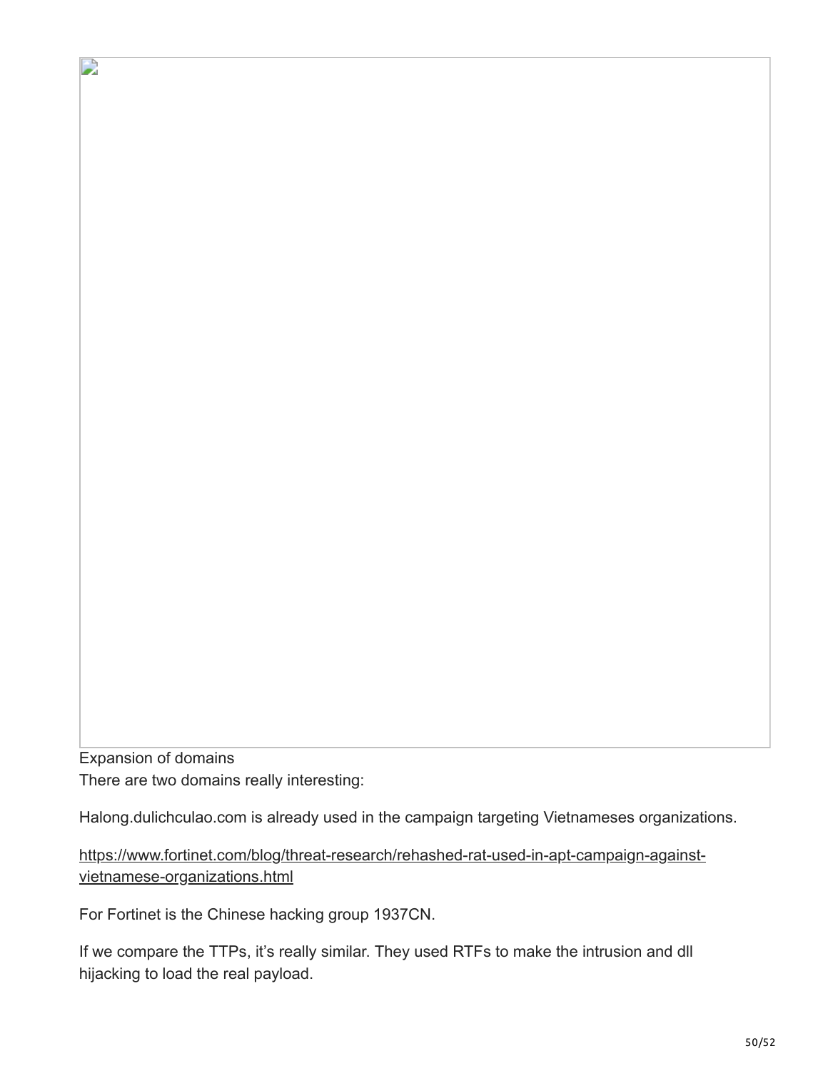Expansion of domains

There are two domains really interesting:

Halong.dulichculao.com is already used in the campaign targeting Vietnameses organizations.

https://www.fortinet.com/blog/threat-research/rehashed-rat-used-in-apt-campaign-against-vietnamese-organizations.html

For Fortinet is the Chinese hacking group 1937CN.

If we compare the TTPs, it's really similar. They used RTFs to make the intrusion and dll hijacking to load the real payload.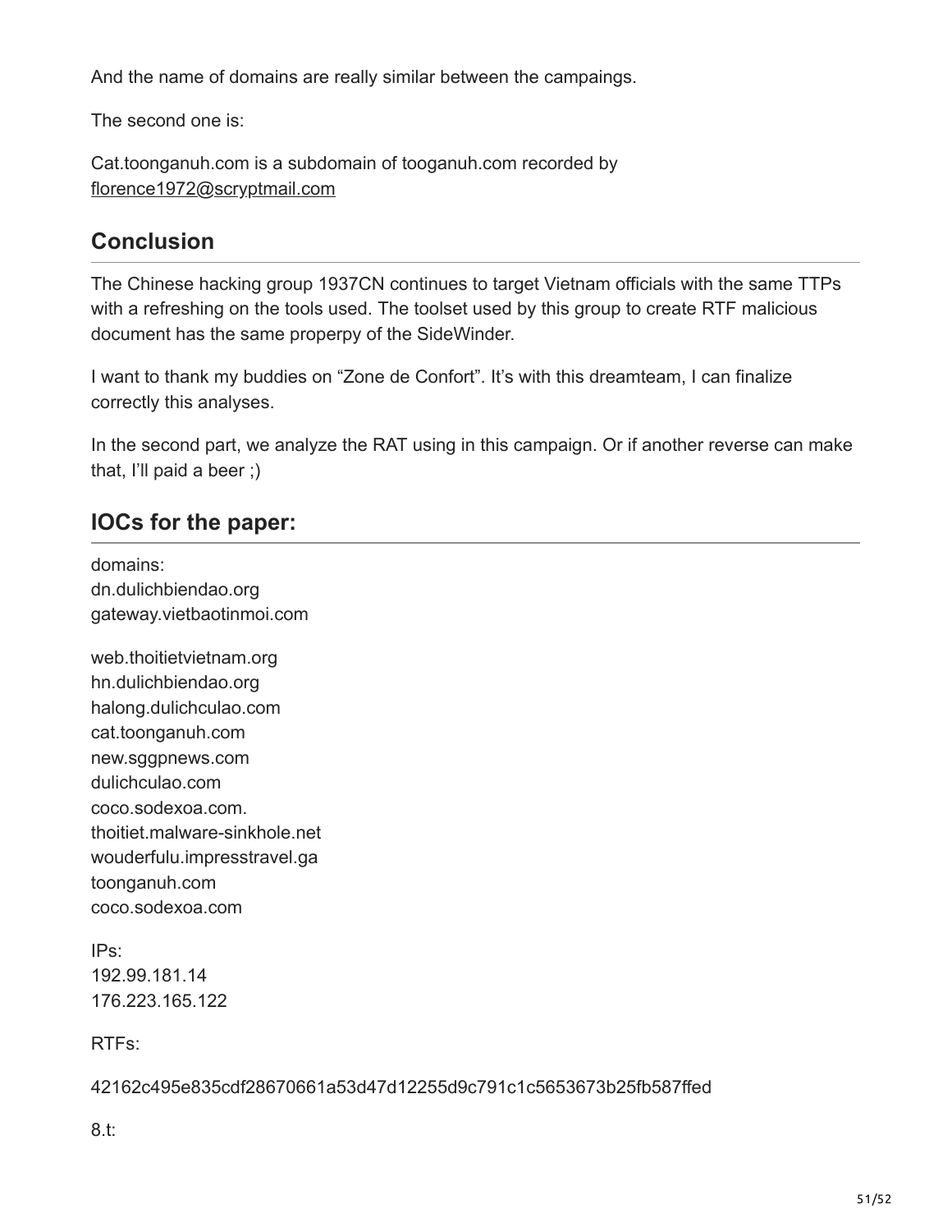And the name of domains are really similar between the campaings.

The second one is:

Cat.toonganuh.com is a subdomain of tooganuh.com recorded by florence1972@scryptmail.com

## Conclusion

The Chinese hacking group 1937CN continues to target Vietnam officials with the same TTPs with a refreshing on the tools used. The toolset used by this group to create RTF malicious document has the same properpy of the SideWinder.

I want to thank my buddies on "Zone de Confort". It's with this dreamteam, I can finalize correctly this analyses.

In the second part, we analyze the RAT using in this campaign. Or if another reverse can make that, I'll paid a beer ;)

## IOCs for the paper:

domains:
dn.dulichbiendao.org
gateway.vietbaotinmoi.com

web.thoitietvietnam.org
hn.dulichbiendao.org
halong.dulichculao.com
cat.toonganuh.com
new.sggpnews.com
dulichculao.com
coco.sodexoa.com.
thoitiet.malware-sinkhole.net
wouderfulu.impresstravel.ga
toonganuh.com
coco.sodexoa.com

IPs:
192.99.181.14
176.223.165.122

RTFs:

42162c495e835cdf28670661a53d47d12255d9c791c1c5653673b25fb587ffed

8.t: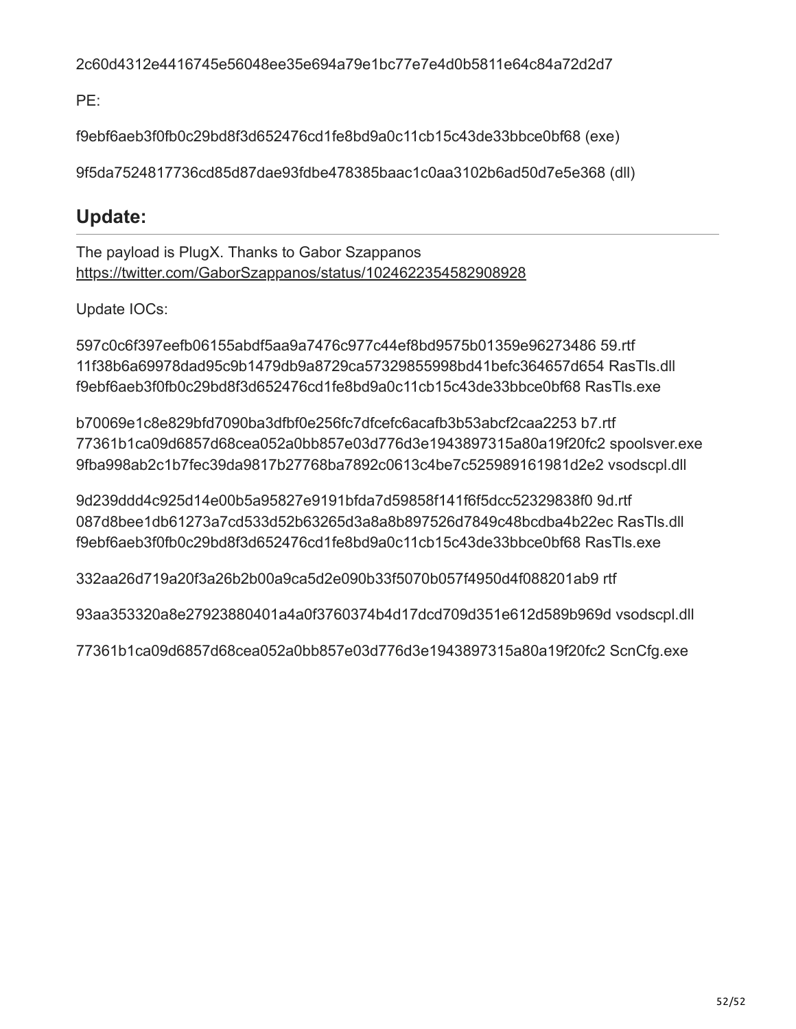2c60d4312e4416745e56048ee35e694a79e1bc77e7e4d0b5811e64c84a72d2d7

PE:

f9ebf6aeb3f0fb0c29bd8f3d652476cd1fe8bd9a0c11cb15c43de33bbce0bf68 (exe)

9f5da7524817736cd85d87dae93fdbe478385baac1c0aa3102b6ad50d7e5e368 (dll)

## Update:

The payload is PlugX. Thanks to Gabor Szappanos
https://twitter.com/GaborSzappanos/status/1024622354582908928

Update IOCs:

597c0c6f397eefb06155abdf5aa9a7476c977c44ef8bd9575b01359e96273486 59.rtf
11f38b6a69978dad95c9b1479db9a8729ca57329855998bd41befc364657d654 RasTls.dll
f9ebf6aeb3f0fb0c29bd8f3d652476cd1fe8bd9a0c11cb15c43de33bbce0bf68 RasTls.exe

b70069e1c8e829bfd7090ba3dfbf0e256fc7dfcefc6acafb3b53abcf2caa2253 b7.rtf
77361b1ca09d6857d68cea052a0bb857e03d776d3e1943897315a80a19f20fc2 spoolsver.exe
9fba998ab2c1b7fec39da9817b27768ba7892c0613c4be7c525989161981d2e2 vsodscpl.dll

9d239ddd4c925d14e00b5a95827e9191bfda7d59858f141f6f5dcc52329838f0 9d.rtf
087d8bee1db61273a7cd533d52b63265d3a8a8b897526d7849c48bcdba4b22ec RasTls.dll
f9ebf6aeb3f0fb0c29bd8f3d652476cd1fe8bd9a0c11cb15c43de33bbce0bf68 RasTls.exe

332aa26d719a20f3a26b2b00a9ca5d2e090b33f5070b057f4950d4f088201ab9 rtf

93aa353320a8e27923880401a4a0f3760374b4d17dcd709d351e612d589b969d vsodscpl.dll

77361b1ca09d6857d68cea052a0bb857e03d776d3e1943897315a80a19f20fc2 ScnCfg.exe